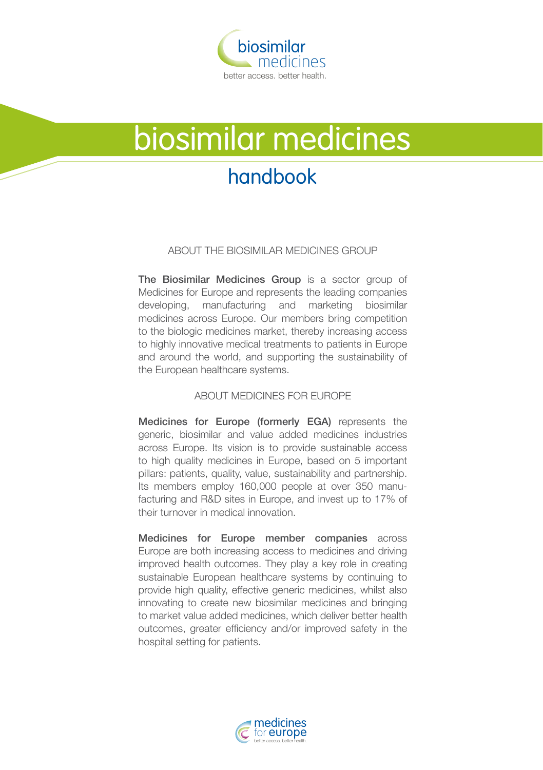biosimilar medicines

better access. better health.

# biosimilar medicines

## handbook

### ABOUT THE BIOSIMILAR MEDICINES GROUP

**The Biosimilar Medicines Group** is a sector group of Medicines for Europe and represents the leading companies developing, manufacturing and marketing biosimilar medicines across Europe. Our members bring competition to the biologic medicines market, thereby increasing access to highly innovative medical treatments to patients in Europe and around the world, and supporting the sustainability of the European healthcare systems.

### ABOUT MEDICINES FOR EUROPE

**Medicines for Europe (formerly EGA)** represents the generic, biosimilar and value added medicines industries across Europe. Its vision is to provide sustainable access to high quality medicines in Europe, based on 5 important pillars: patients, quality, value, sustainability and partnership. Its members employ 160,000 people at over 350 manufacturing and R&D sites in Europe, and invest up to 17% of their turnover in medical innovation.

**Medicines for Europe member companies** across Europe are both increasing access to medicines and driving improved health outcomes. They play a key role in creating sustainable European healthcare systems by continuing to provide high quality, effective generic medicines, whilst also innovating to create new biosimilar medicines and bringing to market value added medicines, which deliver better health outcomes, greater efficiency and/or improved safety in the hospital setting for patients.

medicines for europe

better access. better health.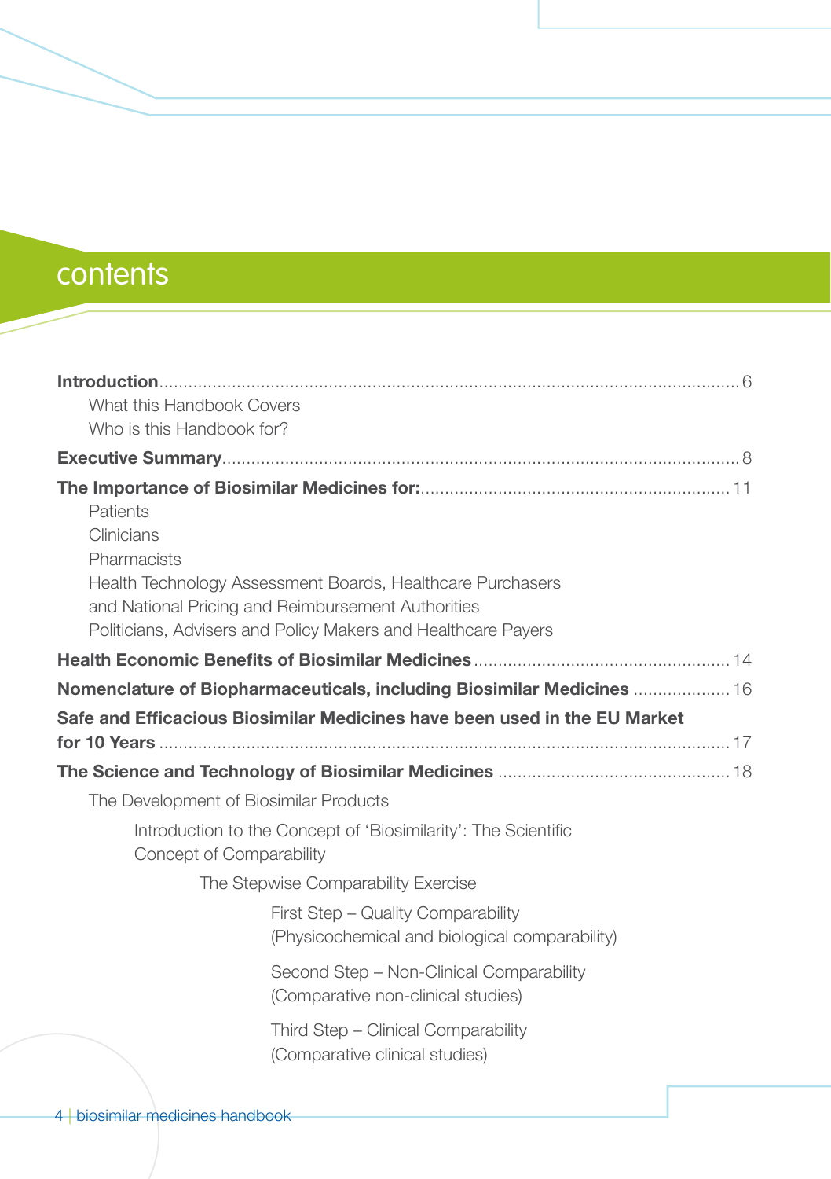# contents

**Introduction** ........ 6

- What this Handbook Covers
- Who is this Handbook for?

**Executive Summary** ........ 8

**The Importance of Biosimilar Medicines for:** ........ 11

- Patients
- Clinicians
- Pharmacists
- Health Technology Assessment Boards, Healthcare Purchasers and National Pricing and Reimbursement Authorities
- Politicians, Advisers and Policy Makers and Healthcare Payers

**Health Economic Benefits of Biosimilar Medicines** ........ 14

**Nomenclature of Biopharmaceuticals, including Biosimilar Medicines** ........ 16

**Safe and Efficacious Biosimilar Medicines have been used in the EU Market for 10 Years** ........ 17

**The Science and Technology of Biosimilar Medicines** ........ 18

- The Development of Biosimilar Products
  - Introduction to the Concept of 'Biosimilarity': The Scientific Concept of Comparability
    - The Stepwise Comparability Exercise
      - First Step – Quality Comparability (Physicochemical and biological comparability)
      - Second Step – Non-Clinical Comparability (Comparative non-clinical studies)
      - Third Step – Clinical Comparability (Comparative clinical studies)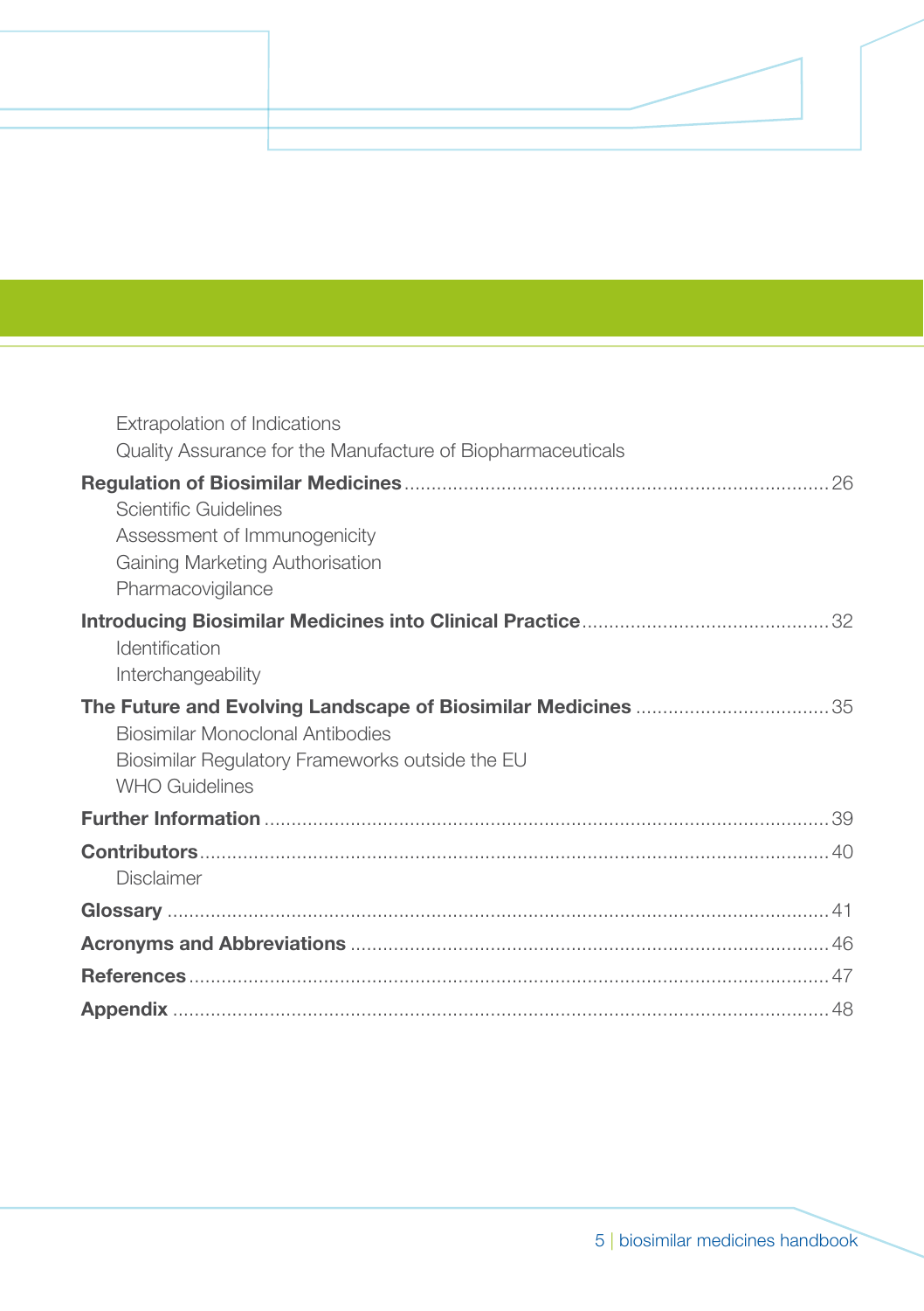Extrapolation of Indications
Quality Assurance for the Manufacture of Biopharmaceuticals

**Regulation of Biosimilar Medicines** .......... 26
Scientific Guidelines
Assessment of Immunogenicity
Gaining Marketing Authorisation
Pharmacovigilance

**Introducing Biosimilar Medicines into Clinical Practice** .......... 32
Identification
Interchangeability

**The Future and Evolving Landscape of Biosimilar Medicines** .......... 35
Biosimilar Monoclonal Antibodies
Biosimilar Regulatory Frameworks outside the EU
WHO Guidelines

**Further Information** .......... 39

**Contributors** .......... 40
Disclaimer

**Glossary** .......... 41

**Acronyms and Abbreviations** .......... 46

**References** .......... 47

**Appendix** .......... 48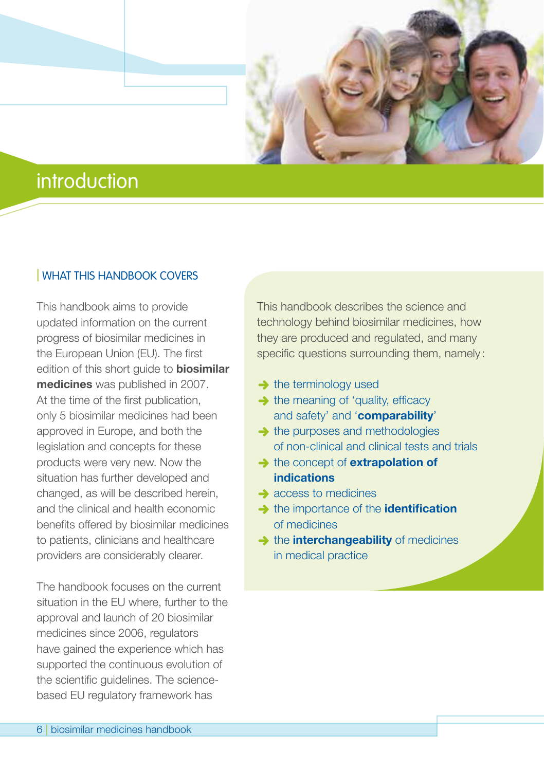# introduction

## WHAT THIS HANDBOOK COVERS

This handbook aims to provide updated information on the current progress of biosimilar medicines in the European Union (EU). The first edition of this short guide to **biosimilar medicines** was published in 2007. At the time of the first publication, only 5 biosimilar medicines had been approved in Europe, and both the legislation and concepts for these products were very new. Now the situation has further developed and changed, as will be described herein, and the clinical and health economic benefits offered by biosimilar medicines to patients, clinicians and healthcare providers are considerably clearer.

The handbook focuses on the current situation in the EU where, further to the approval and launch of 20 biosimilar medicines since 2006, regulators have gained the experience which has supported the continuous evolution of the scientific guidelines. The science-based EU regulatory framework has

This handbook describes the science and technology behind biosimilar medicines, how they are produced and regulated, and many specific questions surrounding them, namely:

- the terminology used
- the meaning of 'quality, efficacy and safety' and '**comparability**'
- the purposes and methodologies of non-clinical and clinical tests and trials
- the concept of **extrapolation of indications**
- access to medicines
- the importance of the **identification** of medicines
- the **interchangeability** of medicines in medical practice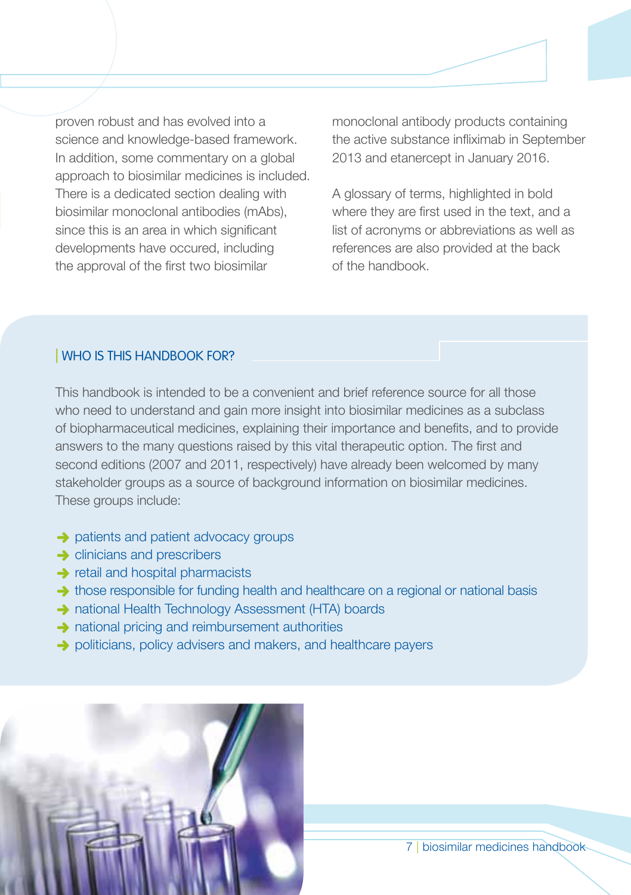proven robust and has evolved into a science and knowledge-based framework. In addition, some commentary on a global approach to biosimilar medicines is included. There is a dedicated section dealing with biosimilar monoclonal antibodies (mAbs), since this is an area in which significant developments have occured, including the approval of the first two biosimilar monoclonal antibody products containing the active substance infliximab in September 2013 and etanercept in January 2016.

A glossary of terms, highlighted in bold where they are first used in the text, and a list of acronyms or abbreviations as well as references are also provided at the back of the handbook.

## WHO IS THIS HANDBOOK FOR?

This handbook is intended to be a convenient and brief reference source for all those who need to understand and gain more insight into biosimilar medicines as a subclass of biopharmaceutical medicines, explaining their importance and benefits, and to provide answers to the many questions raised by this vital therapeutic option. The first and second editions (2007 and 2011, respectively) have already been welcomed by many stakeholder groups as a source of background information on biosimilar medicines. These groups include:

- patients and patient advocacy groups
- clinicians and prescribers
- retail and hospital pharmacists
- those responsible for funding health and healthcare on a regional or national basis
- national Health Technology Assessment (HTA) boards
- national pricing and reimbursement authorities
- politicians, policy advisers and makers, and healthcare payers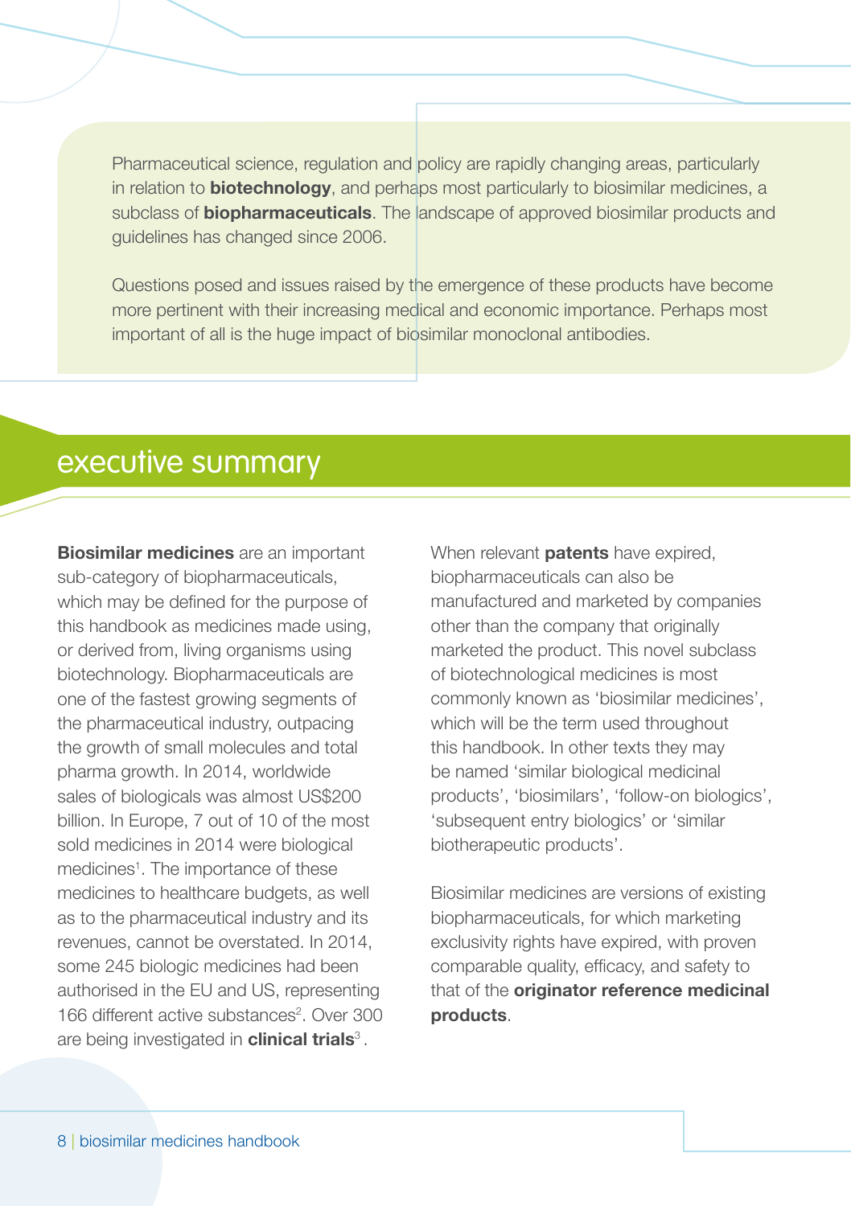Pharmaceutical science, regulation and policy are rapidly changing areas, particularly in relation to **biotechnology**, and perhaps most particularly to biosimilar medicines, a subclass of **biopharmaceuticals**. The landscape of approved biosimilar products and guidelines has changed since 2006.

Questions posed and issues raised by the emergence of these products have become more pertinent with their increasing medical and economic importance. Perhaps most important of all is the huge impact of biosimilar monoclonal antibodies.

## executive summary

**Biosimilar medicines** are an important sub-category of biopharmaceuticals, which may be defined for the purpose of this handbook as medicines made using, or derived from, living organisms using biotechnology. Biopharmaceuticals are one of the fastest growing segments of the pharmaceutical industry, outpacing the growth of small molecules and total pharma growth. In 2014, worldwide sales of biologicals was almost US$200 billion. In Europe, 7 out of 10 of the most sold medicines in 2014 were biological medicines[1]. The importance of these medicines to healthcare budgets, as well as to the pharmaceutical industry and its revenues, cannot be overstated. In 2014, some 245 biologic medicines had been authorised in the EU and US, representing 166 different active substances[2]. Over 300 are being investigated in **clinical trials**[3].

When relevant **patents** have expired, biopharmaceuticals can also be manufactured and marketed by companies other than the company that originally marketed the product. This novel subclass of biotechnological medicines is most commonly known as 'biosimilar medicines', which will be the term used throughout this handbook. In other texts they may be named 'similar biological medicinal products', 'biosimilars', 'follow-on biologics', 'subsequent entry biologics' or 'similar biotherapeutic products'.

Biosimilar medicines are versions of existing biopharmaceuticals, for which marketing exclusivity rights have expired, with proven comparable quality, efficacy, and safety to that of the **originator reference medicinal products**.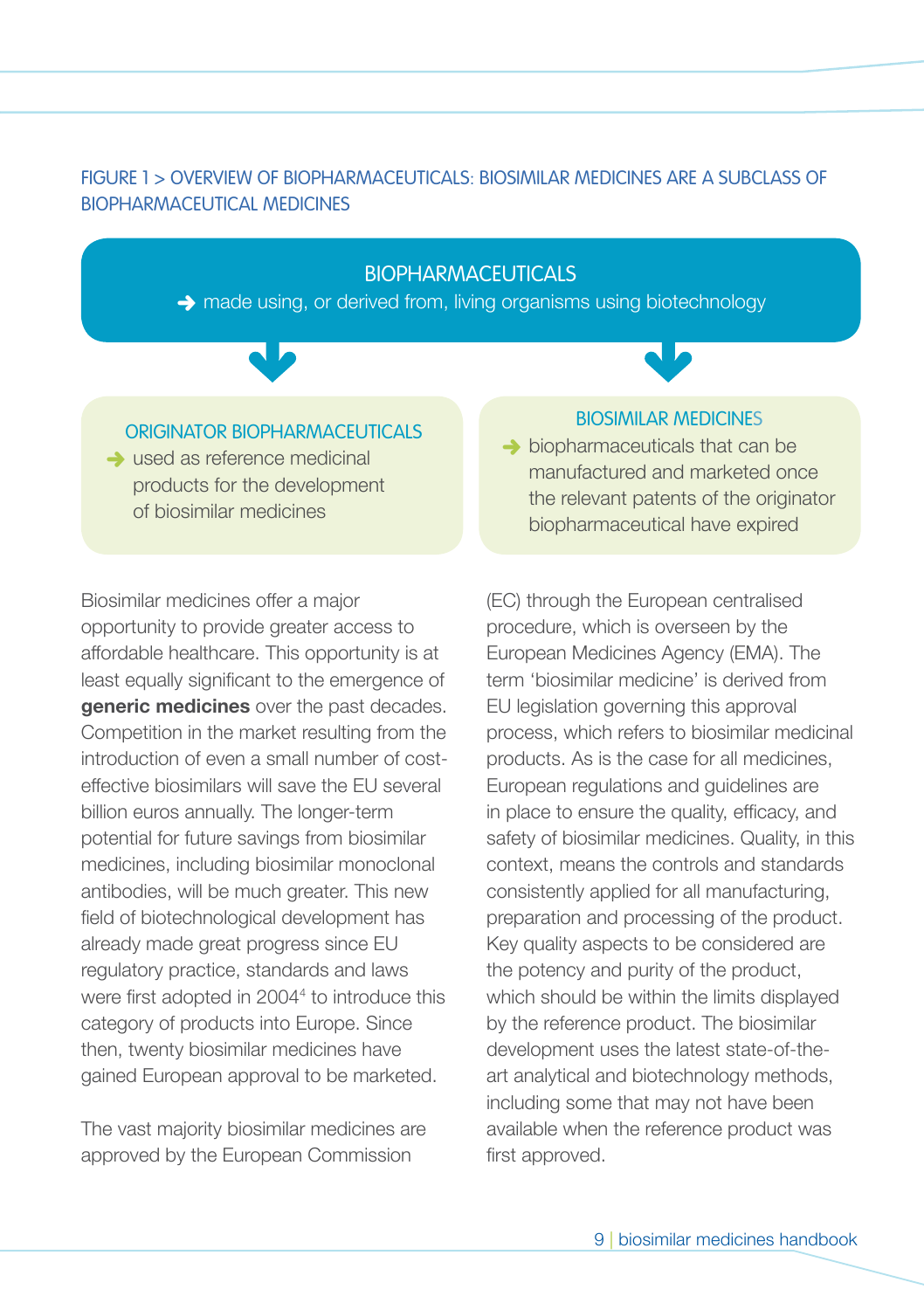FIGURE 1 > OVERVIEW OF BIOPHARMACEUTICALS: BIOSIMILAR MEDICINES ARE A SUBCLASS OF BIOPHARMACEUTICAL MEDICINES

**BIOPHARMACEUTICALS**
→ made using, or derived from, living organisms using biotechnology

**ORIGINATOR BIOPHARMACEUTICALS**
→ used as reference medicinal products for the development of biosimilar medicines

**BIOSIMILAR MEDICINES**
→ biopharmaceuticals that can be manufactured and marketed once the relevant patents of the originator biopharmaceutical have expired

Biosimilar medicines offer a major opportunity to provide greater access to affordable healthcare. This opportunity is at least equally significant to the emergence of **generic medicines** over the past decades. Competition in the market resulting from the introduction of even a small number of cost-effective biosimilars will save the EU several billion euros annually. The longer-term potential for future savings from biosimilar medicines, including biosimilar monoclonal antibodies, will be much greater. This new field of biotechnological development has already made great progress since EU regulatory practice, standards and laws were first adopted in 2004[4] to introduce this category of products into Europe. Since then, twenty biosimilar medicines have gained European approval to be marketed.

The vast majority biosimilar medicines are approved by the European Commission (EC) through the European centralised procedure, which is overseen by the European Medicines Agency (EMA). The term 'biosimilar medicine' is derived from EU legislation governing this approval process, which refers to biosimilar medicinal products. As is the case for all medicines, European regulations and guidelines are in place to ensure the quality, efficacy, and safety of biosimilar medicines. Quality, in this context, means the controls and standards consistently applied for all manufacturing, preparation and processing of the product. Key quality aspects to be considered are the potency and purity of the product, which should be within the limits displayed by the reference product. The biosimilar development uses the latest state-of-the-art analytical and biotechnology methods, including some that may not have been available when the reference product was first approved.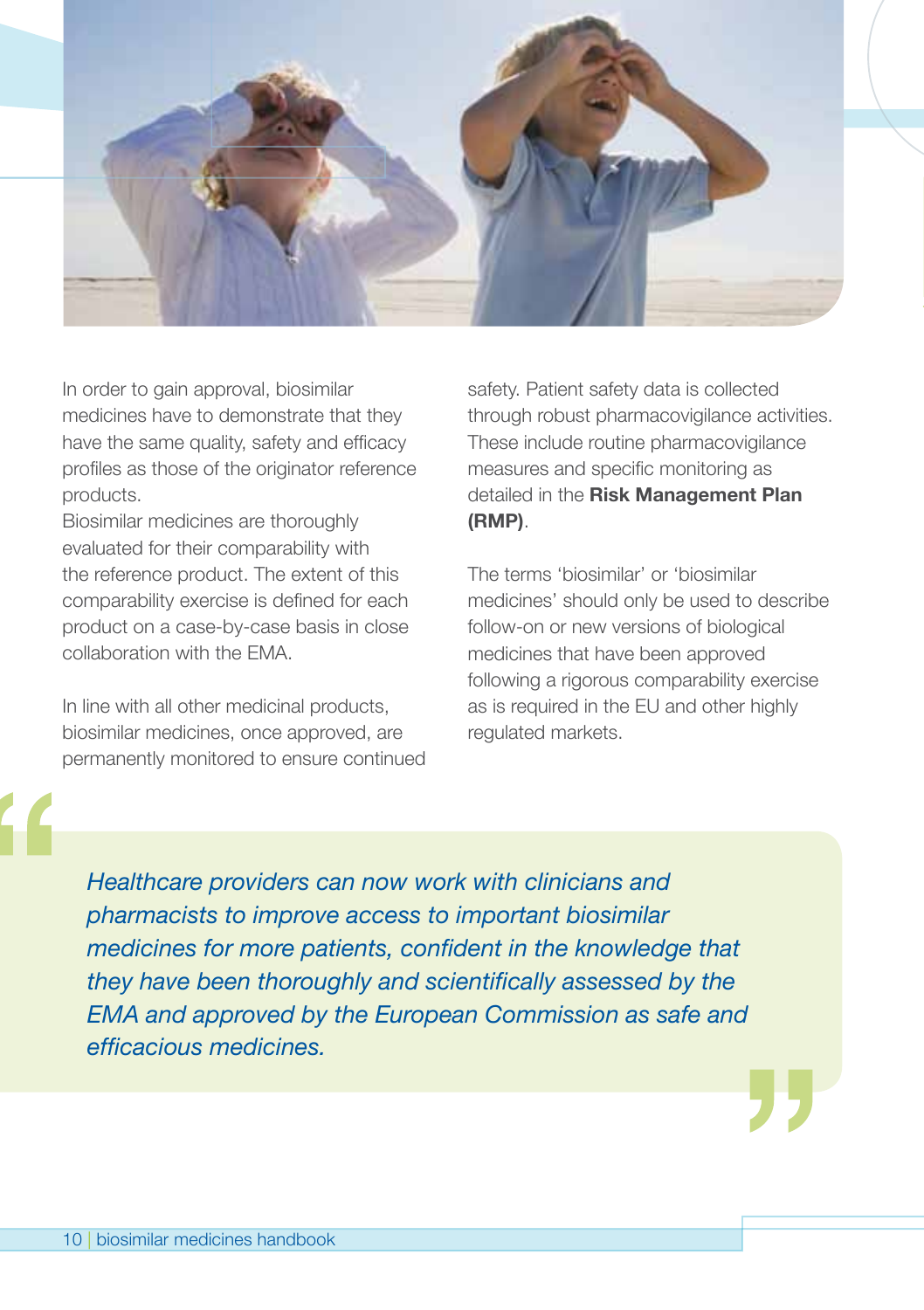In order to gain approval, biosimilar medicines have to demonstrate that they have the same quality, safety and efficacy profiles as those of the originator reference products.
Biosimilar medicines are thoroughly evaluated for their comparability with the reference product. The extent of this comparability exercise is defined for each product on a case-by-case basis in close collaboration with the EMA.

In line with all other medicinal products, biosimilar medicines, once approved, are permanently monitored to ensure continued safety. Patient safety data is collected through robust pharmacovigilance activities. These include routine pharmacovigilance measures and specific monitoring as detailed in the **Risk Management Plan (RMP)**.

The terms 'biosimilar' or 'biosimilar medicines' should only be used to describe follow-on or new versions of biological medicines that have been approved following a rigorous comparability exercise as is required in the EU and other highly regulated markets.

> *Healthcare providers can now work with clinicians and pharmacists to improve access to important biosimilar medicines for more patients, confident in the knowledge that they have been thoroughly and scientifically assessed by the EMA and approved by the European Commission as safe and efficacious medicines.*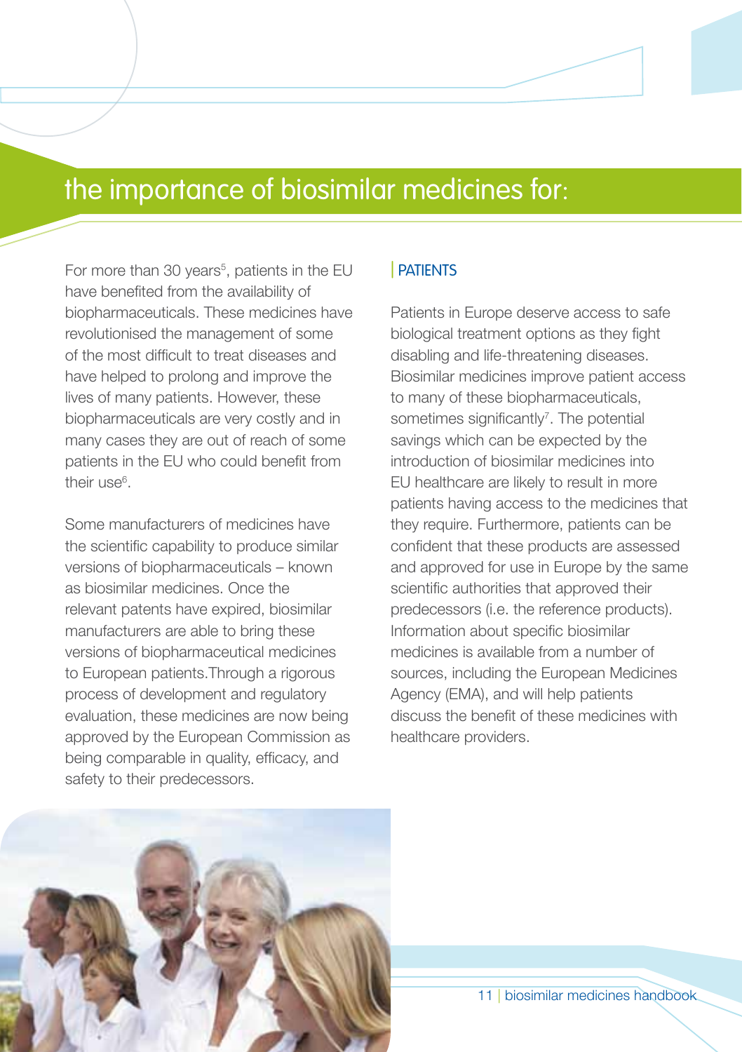# the importance of biosimilar medicines for:

For more than 30 years[5], patients in the EU have benefited from the availability of biopharmaceuticals. These medicines have revolutionised the management of some of the most difficult to treat diseases and have helped to prolong and improve the lives of many patients. However, these biopharmaceuticals are very costly and in many cases they are out of reach of some patients in the EU who could benefit from their use[6].

Some manufacturers of medicines have the scientific capability to produce similar versions of biopharmaceuticals – known as biosimilar medicines. Once the relevant patents have expired, biosimilar manufacturers are able to bring these versions of biopharmaceutical medicines to European patients.Through a rigorous process of development and regulatory evaluation, these medicines are now being approved by the European Commission as being comparable in quality, efficacy, and safety to their predecessors.

## PATIENTS

Patients in Europe deserve access to safe biological treatment options as they fight disabling and life-threatening diseases. Biosimilar medicines improve patient access to many of these biopharmaceuticals, sometimes significantly[7]. The potential savings which can be expected by the introduction of biosimilar medicines into EU healthcare are likely to result in more patients having access to the medicines that they require. Furthermore, patients can be confident that these products are assessed and approved for use in Europe by the same scientific authorities that approved their predecessors (i.e. the reference products). Information about specific biosimilar medicines is available from a number of sources, including the European Medicines Agency (EMA), and will help patients discuss the benefit of these medicines with healthcare providers.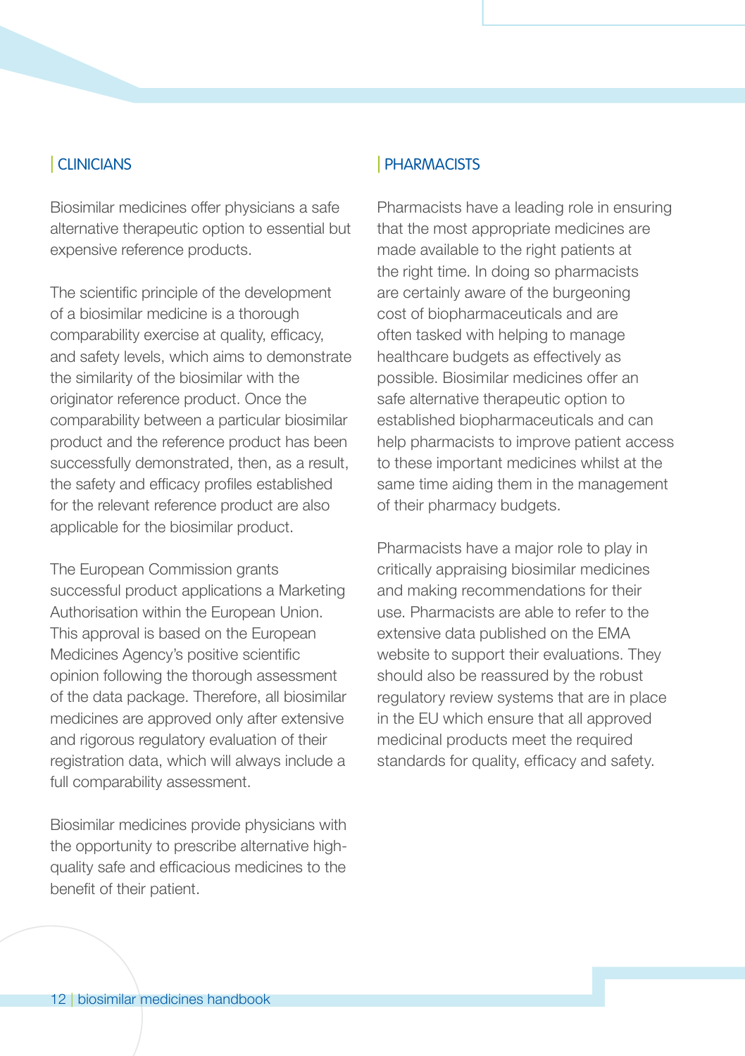## CLINICIANS

Biosimilar medicines offer physicians a safe alternative therapeutic option to essential but expensive reference products.

The scientific principle of the development of a biosimilar medicine is a thorough comparability exercise at quality, efficacy, and safety levels, which aims to demonstrate the similarity of the biosimilar with the originator reference product. Once the comparability between a particular biosimilar product and the reference product has been successfully demonstrated, then, as a result, the safety and efficacy profiles established for the relevant reference product are also applicable for the biosimilar product.

The European Commission grants successful product applications a Marketing Authorisation within the European Union. This approval is based on the European Medicines Agency's positive scientific opinion following the thorough assessment of the data package. Therefore, all biosimilar medicines are approved only after extensive and rigorous regulatory evaluation of their registration data, which will always include a full comparability assessment.

Biosimilar medicines provide physicians with the opportunity to prescribe alternative high-quality safe and efficacious medicines to the benefit of their patient.

## PHARMACISTS

Pharmacists have a leading role in ensuring that the most appropriate medicines are made available to the right patients at the right time. In doing so pharmacists are certainly aware of the burgeoning cost of biopharmaceuticals and are often tasked with helping to manage healthcare budgets as effectively as possible. Biosimilar medicines offer an safe alternative therapeutic option to established biopharmaceuticals and can help pharmacists to improve patient access to these important medicines whilst at the same time aiding them in the management of their pharmacy budgets.

Pharmacists have a major role to play in critically appraising biosimilar medicines and making recommendations for their use. Pharmacists are able to refer to the extensive data published on the EMA website to support their evaluations. They should also be reassured by the robust regulatory review systems that are in place in the EU which ensure that all approved medicinal products meet the required standards for quality, efficacy and safety.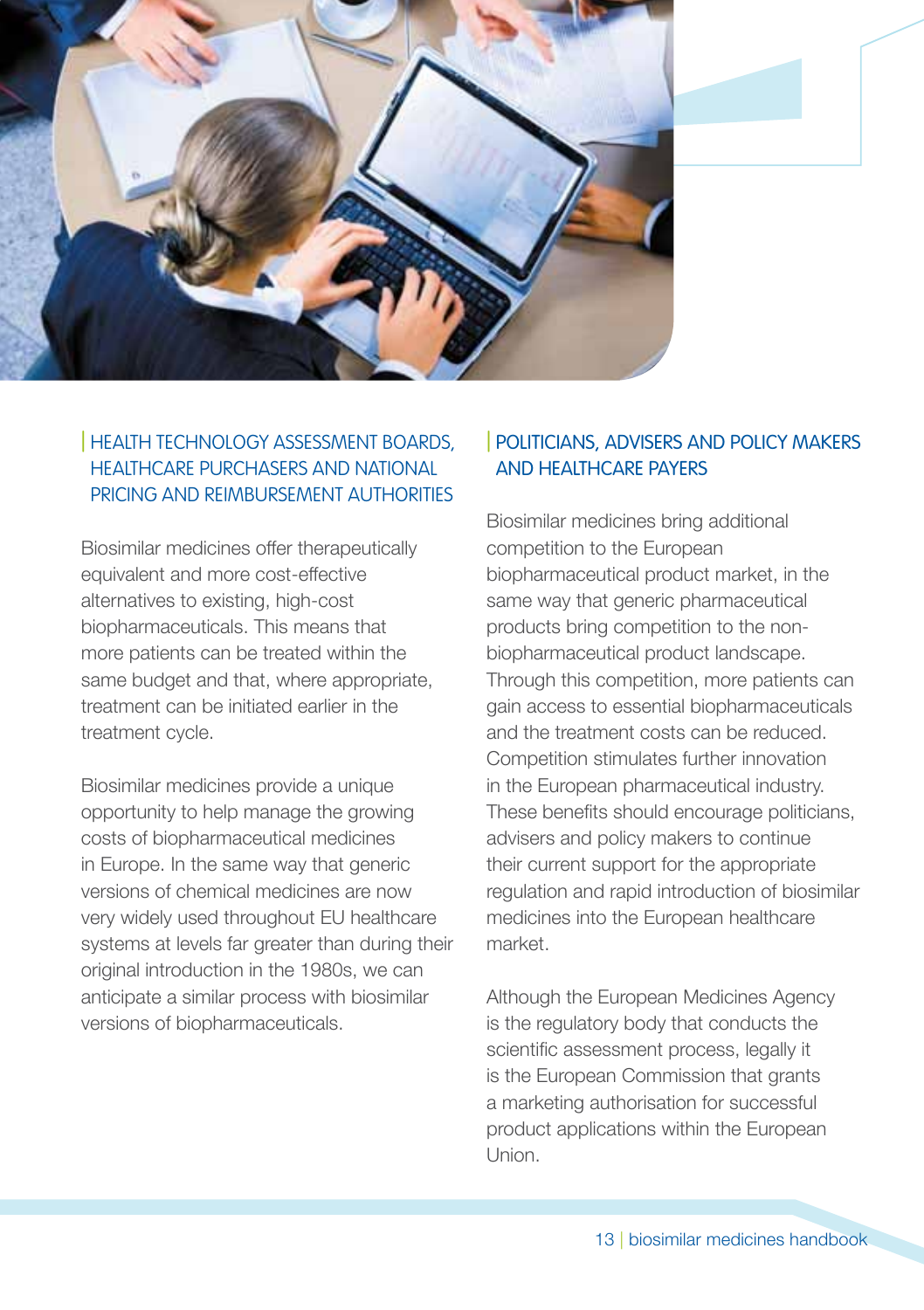## HEALTH TECHNOLOGY ASSESSMENT BOARDS, HEALTHCARE PURCHASERS AND NATIONAL PRICING AND REIMBURSEMENT AUTHORITIES

Biosimilar medicines offer therapeutically equivalent and more cost-effective alternatives to existing, high-cost biopharmaceuticals. This means that more patients can be treated within the same budget and that, where appropriate, treatment can be initiated earlier in the treatment cycle.

Biosimilar medicines provide a unique opportunity to help manage the growing costs of biopharmaceutical medicines in Europe. In the same way that generic versions of chemical medicines are now very widely used throughout EU healthcare systems at levels far greater than during their original introduction in the 1980s, we can anticipate a similar process with biosimilar versions of biopharmaceuticals.

## POLITICIANS, ADVISERS AND POLICY MAKERS AND HEALTHCARE PAYERS

Biosimilar medicines bring additional competition to the European biopharmaceutical product market, in the same way that generic pharmaceutical products bring competition to the non-biopharmaceutical product landscape. Through this competition, more patients can gain access to essential biopharmaceuticals and the treatment costs can be reduced. Competition stimulates further innovation in the European pharmaceutical industry. These benefits should encourage politicians, advisers and policy makers to continue their current support for the appropriate regulation and rapid introduction of biosimilar medicines into the European healthcare market.

Although the European Medicines Agency is the regulatory body that conducts the scientific assessment process, legally it is the European Commission that grants a marketing authorisation for successful product applications within the European Union.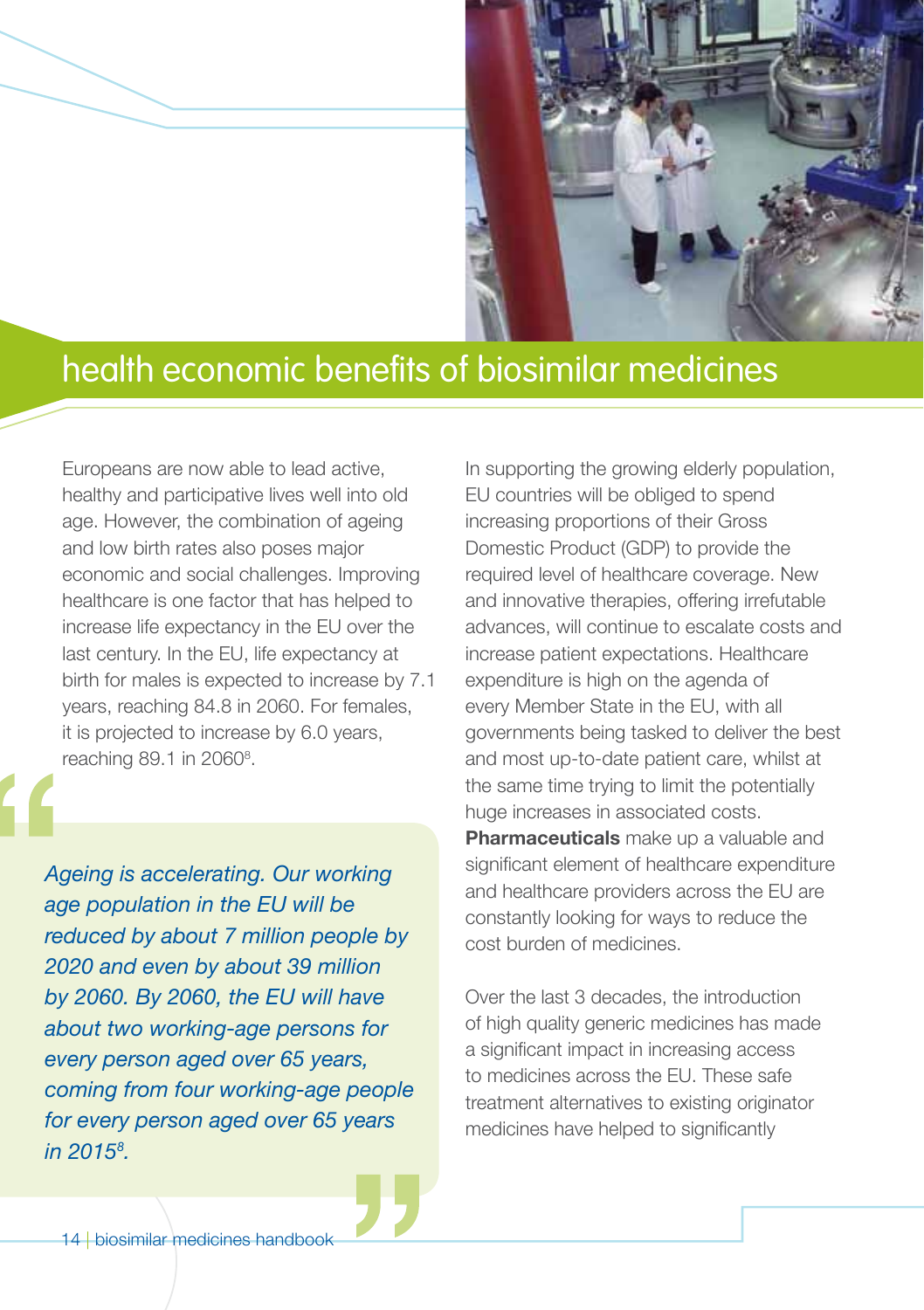# health economic benefits of biosimilar medicines

Europeans are now able to lead active, healthy and participative lives well into old age. However, the combination of ageing and low birth rates also poses major economic and social challenges. Improving healthcare is one factor that has helped to increase life expectancy in the EU over the last century. In the EU, life expectancy at birth for males is expected to increase by 7.1 years, reaching 84.8 in 2060. For females, it is projected to increase by 6.0 years, reaching 89.1 in 2060[8].

> *Ageing is accelerating. Our working age population in the EU will be reduced by about 7 million people by 2020 and even by about 39 million by 2060. By 2060, the EU will have about two working-age persons for every person aged over 65 years, coming from four working-age people for every person aged over 65 years in 2015[8].*

In supporting the growing elderly population, EU countries will be obliged to spend increasing proportions of their Gross Domestic Product (GDP) to provide the required level of healthcare coverage. New and innovative therapies, offering irrefutable advances, will continue to escalate costs and increase patient expectations. Healthcare expenditure is high on the agenda of every Member State in the EU, with all governments being tasked to deliver the best and most up-to-date patient care, whilst at the same time trying to limit the potentially huge increases in associated costs. **Pharmaceuticals** make up a valuable and significant element of healthcare expenditure and healthcare providers across the EU are constantly looking for ways to reduce the cost burden of medicines.

Over the last 3 decades, the introduction of high quality generic medicines has made a significant impact in increasing access to medicines across the EU. These safe treatment alternatives to existing originator medicines have helped to significantly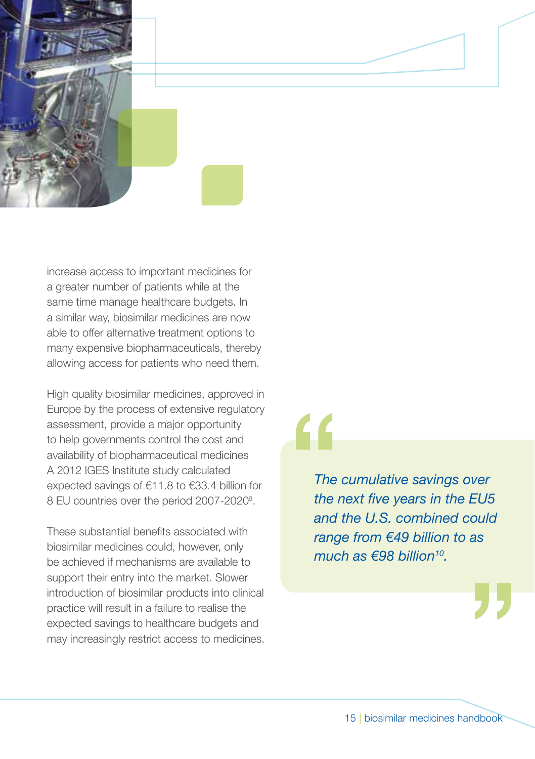increase access to important medicines for a greater number of patients while at the same time manage healthcare budgets. In a similar way, biosimilar medicines are now able to offer alternative treatment options to many expensive biopharmaceuticals, thereby allowing access for patients who need them.

High quality biosimilar medicines, approved in Europe by the process of extensive regulatory assessment, provide a major opportunity to help governments control the cost and availability of biopharmaceutical medicines A 2012 IGES Institute study calculated expected savings of €11.8 to €33.4 billion for 8 EU countries over the period 2007-2020[9].

These substantial benefits associated with biosimilar medicines could, however, only be achieved if mechanisms are available to support their entry into the market. Slower introduction of biosimilar products into clinical practice will result in a failure to realise the expected savings to healthcare budgets and may increasingly restrict access to medicines.

> *The cumulative savings over the next five years in the EU5 and the U.S. combined could range from €49 billion to as much as €98 billion[10].*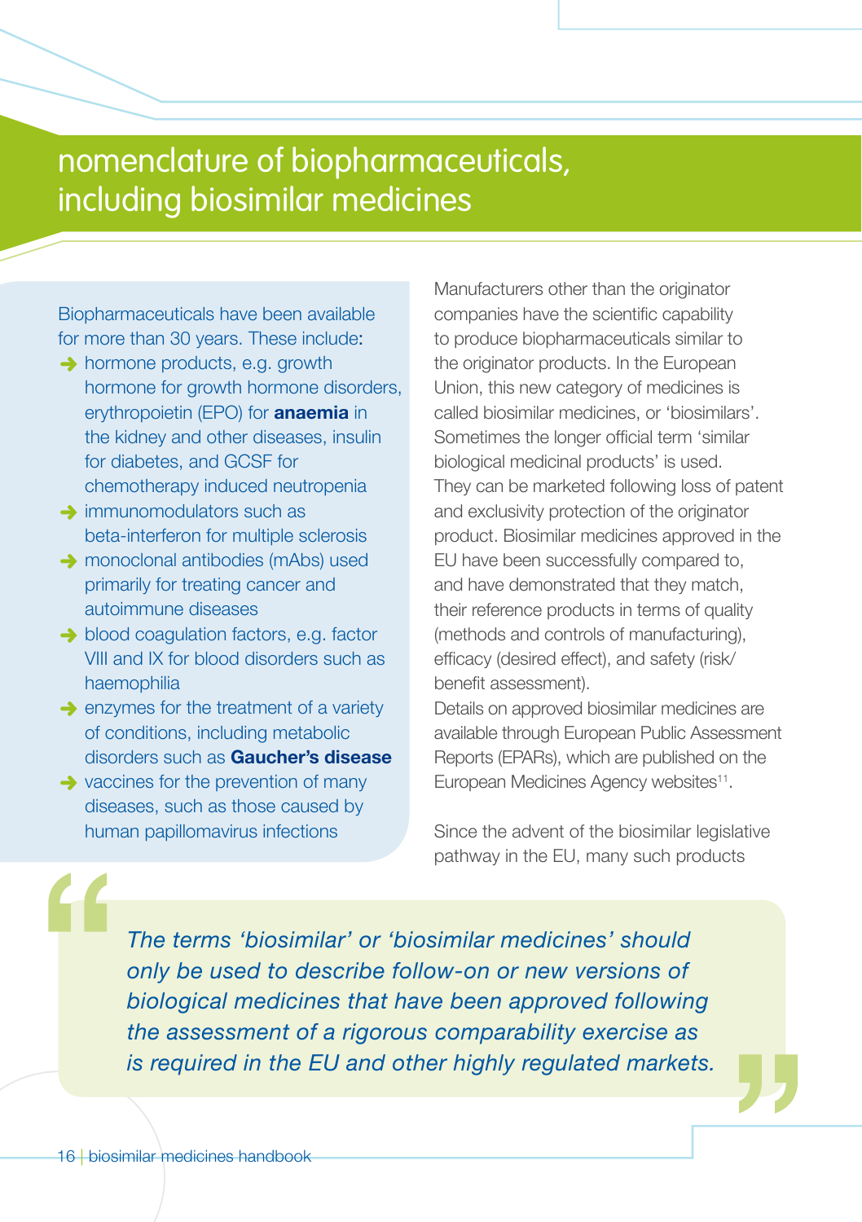# nomenclature of biopharmaceuticals, including biosimilar medicines

Biopharmaceuticals have been available for more than 30 years. These include:

- hormone products, e.g. growth hormone for growth hormone disorders, erythropoietin (EPO) for **anaemia** in the kidney and other diseases, insulin for diabetes, and GCSF for chemotherapy induced neutropenia
- immunomodulators such as beta-interferon for multiple sclerosis
- monoclonal antibodies (mAbs) used primarily for treating cancer and autoimmune diseases
- blood coagulation factors, e.g. factor VIII and IX for blood disorders such as haemophilia
- enzymes for the treatment of a variety of conditions, including metabolic disorders such as **Gaucher's disease**
- vaccines for the prevention of many diseases, such as those caused by human papillomavirus infections

Manufacturers other than the originator companies have the scientific capability to produce biopharmaceuticals similar to the originator products. In the European Union, this new category of medicines is called biosimilar medicines, or 'biosimilars'. Sometimes the longer official term 'similar biological medicinal products' is used. They can be marketed following loss of patent and exclusivity protection of the originator product. Biosimilar medicines approved in the EU have been successfully compared to, and have demonstrated that they match, their reference products in terms of quality (methods and controls of manufacturing), efficacy (desired effect), and safety (risk/benefit assessment).
Details on approved biosimilar medicines are available through European Public Assessment Reports (EPARs), which are published on the European Medicines Agency websites[11].

Since the advent of the biosimilar legislative pathway in the EU, many such products

> *The terms 'biosimilar' or 'biosimilar medicines' should only be used to describe follow-on or new versions of biological medicines that have been approved following the assessment of a rigorous comparability exercise as is required in the EU and other highly regulated markets.*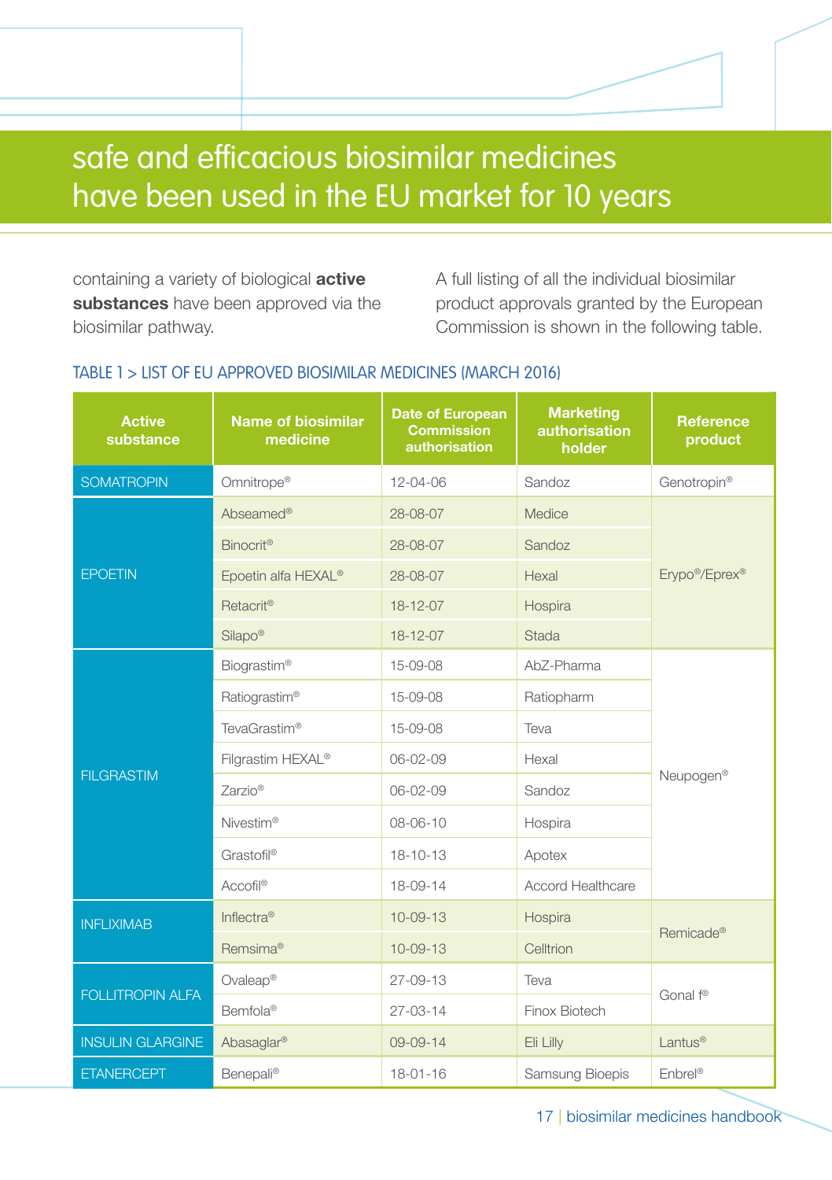# safe and efficacious biosimilar medicines have been used in the EU market for 10 years

containing a variety of biological **active substances** have been approved via the biosimilar pathway.

A full listing of all the individual biosimilar product approvals granted by the European Commission is shown in the following table.

TABLE 1 > LIST OF EU APPROVED BIOSIMILAR MEDICINES (MARCH 2016)

| Active substance | Name of biosimilar medicine | Date of European Commission authorisation | Marketing authorisation holder | Reference product |
|---|---|---|---|---|
| SOMATROPIN | Omnitrope® | 12-04-06 | Sandoz | Genotropin® |
| EPOETIN | Abseamed® | 28-08-07 | Medice | Erypo®/Eprex® |
| | Binocrit® | 28-08-07 | Sandoz | |
| | Epoetin alfa HEXAL® | 28-08-07 | Hexal | |
| | Retacrit® | 18-12-07 | Hospira | |
| | Silapo® | 18-12-07 | Stada | |
| FILGRASTIM | Biograstim® | 15-09-08 | AbZ-Pharma | Neupogen® |
| | Ratiograstim® | 15-09-08 | Ratiopharm | |
| | TevaGrastim® | 15-09-08 | Teva | |
| | Filgrastim HEXAL® | 06-02-09 | Hexal | |
| | Zarzio® | 06-02-09 | Sandoz | |
| | Nivestim® | 08-06-10 | Hospira | |
| | Grastofil® | 18-10-13 | Apotex | |
| | Accofil® | 18-09-14 | Accord Healthcare | |
| INFLIXIMAB | Inflectra® | 10-09-13 | Hospira | Remicade® |
| | Remsima® | 10-09-13 | Celltrion | |
| FOLLITROPIN ALFA | Ovaleap® | 27-09-13 | Teva | Gonal f® |
| | Bemfola® | 27-03-14 | Finox Biotech | |
| INSULIN GLARGINE | Abasaglar® | 09-09-14 | Eli Lilly | Lantus® |
| ETANERCEPT | Benepali® | 18-01-16 | Samsung Bioepis | Enbrel® |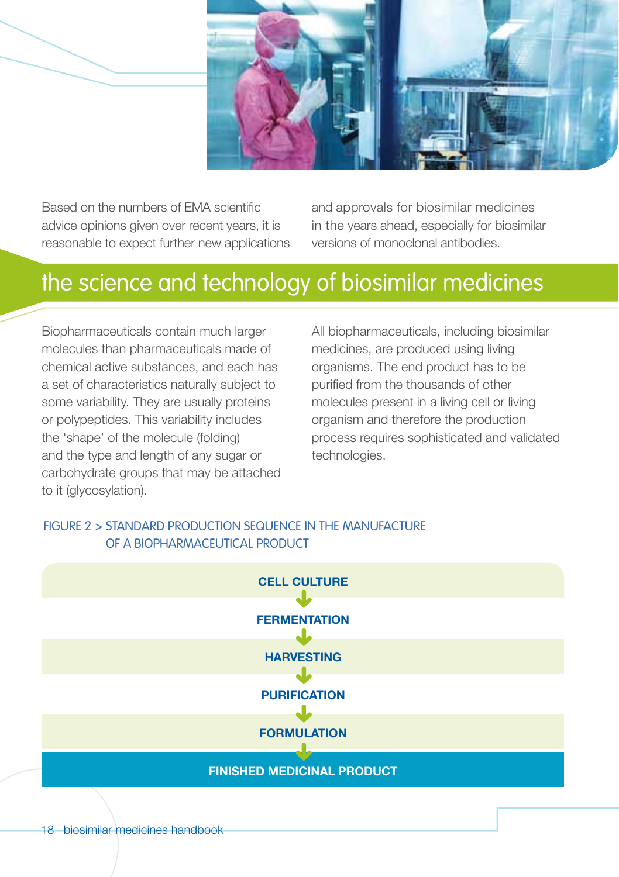Based on the numbers of EMA scientific advice opinions given over recent years, it is reasonable to expect further new applications and approvals for biosimilar medicines in the years ahead, especially for biosimilar versions of monoclonal antibodies.

## the science and technology of biosimilar medicines

Biopharmaceuticals contain much larger molecules than pharmaceuticals made of chemical active substances, and each has a set of characteristics naturally subject to some variability. They are usually proteins or polypeptides. This variability includes the 'shape' of the molecule (folding) and the type and length of any sugar or carbohydrate groups that may be attached to it (glycosylation).

All biopharmaceuticals, including biosimilar medicines, are produced using living organisms. The end product has to be purified from the thousands of other molecules present in a living cell or living organism and therefore the production process requires sophisticated and validated technologies.

FIGURE 2 > STANDARD PRODUCTION SEQUENCE IN THE MANUFACTURE OF A BIOPHARMACEUTICAL PRODUCT

**CELL CULTURE**
↓
**FERMENTATION**
↓
**HARVESTING**
↓
**PURIFICATION**
↓
**FORMULATION**
↓
**FINISHED MEDICINAL PRODUCT**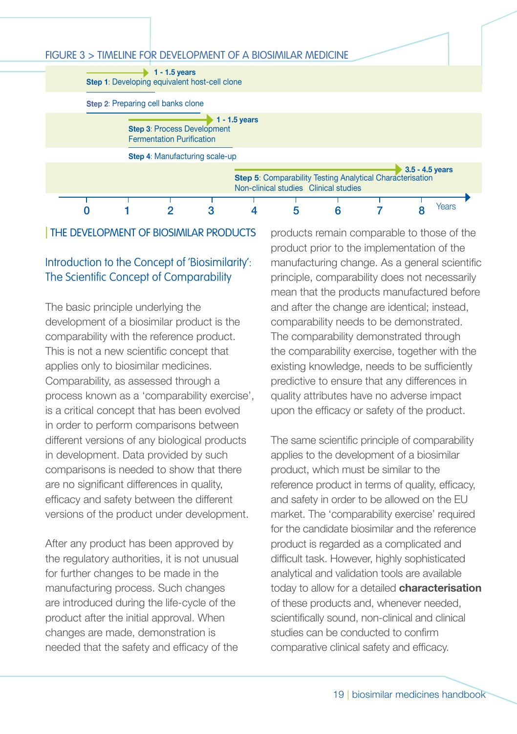FIGURE 3 > TIMELINE FOR DEVELOPMENT OF A BIOSIMILAR MEDICINE

| Step | Duration |
|---|---|
| **Step 1**: Developing equivalent host-cell clone | 1 - 1.5 years |
| **Step 2**: Preparing cell banks clone | |
| **Step 3**: Process Development Fermentation Purification | 1 - 1.5 years |
| **Step 4**: Manufacturing scale-up | |
| **Step 5**: Comparability Testing Analytical Characterisation Non-clinical studies Clinical studies | 3.5 - 4.5 years |

Years: 0 1 2 3 4 5 6 7 8

## THE DEVELOPMENT OF BIOSIMILAR PRODUCTS

### Introduction to the Concept of 'Biosimilarity': The Scientific Concept of Comparability

The basic principle underlying the development of a biosimilar product is the comparability with the reference product. This is not a new scientific concept that applies only to biosimilar medicines. Comparability, as assessed through a process known as a 'comparability exercise', is a critical concept that has been evolved in order to perform comparisons between different versions of any biological products in development. Data provided by such comparisons is needed to show that there are no significant differences in quality, efficacy and safety between the different versions of the product under development.

After any product has been approved by the regulatory authorities, it is not unusual for further changes to be made in the manufacturing process. Such changes are introduced during the life-cycle of the product after the initial approval. When changes are made, demonstration is needed that the safety and efficacy of the products remain comparable to those of the product prior to the implementation of the manufacturing change. As a general scientific principle, comparability does not necessarily mean that the products manufactured before and after the change are identical; instead, comparability needs to be demonstrated. The comparability demonstrated through the comparability exercise, together with the existing knowledge, needs to be sufficiently predictive to ensure that any differences in quality attributes have no adverse impact upon the efficacy or safety of the product.

The same scientific principle of comparability applies to the development of a biosimilar product, which must be similar to the reference product in terms of quality, efficacy, and safety in order to be allowed on the EU market. The 'comparability exercise' required for the candidate biosimilar and the reference product is regarded as a complicated and difficult task. However, highly sophisticated analytical and validation tools are available today to allow for a detailed **characterisation** of these products and, whenever needed, scientifically sound, non-clinical and clinical studies can be conducted to confirm comparative clinical safety and efficacy.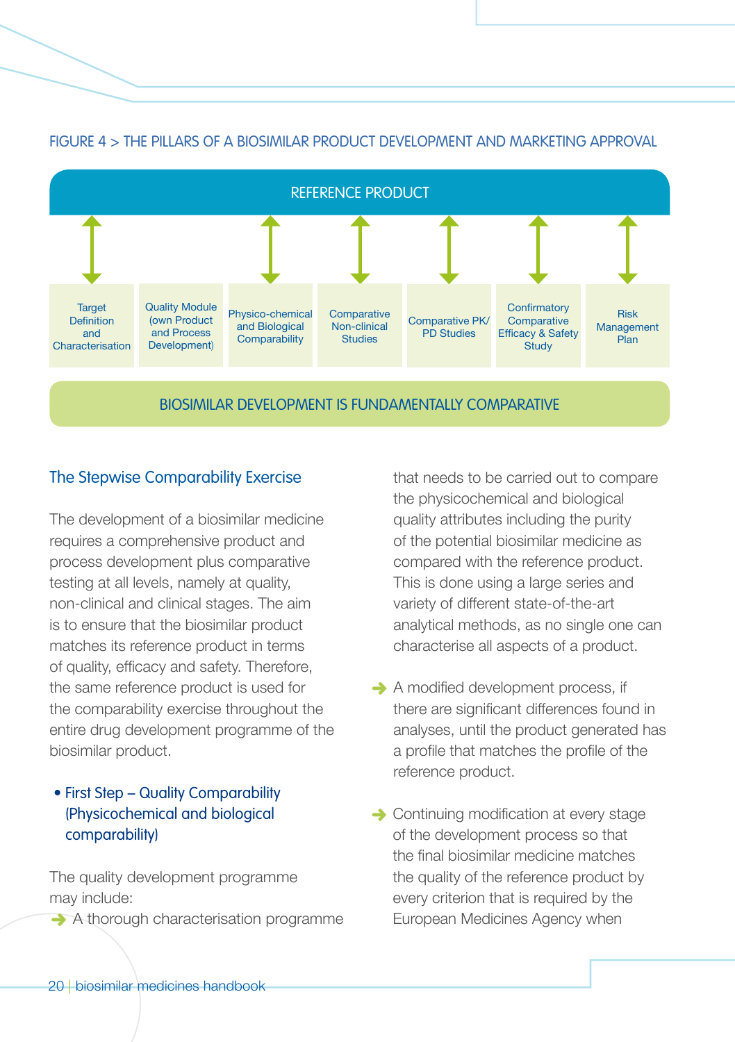FIGURE 4 > THE PILLARS OF A BIOSIMILAR PRODUCT DEVELOPMENT AND MARKETING APPROVAL

REFERENCE PRODUCT

| Target Definition and Characterisation | Quality Module (own Product and Process Development) | Physico-chemical and Biological Comparability | Comparative Non-clinical Studies | Comparative PK/PD Studies | Confirmatory Comparative Efficacy & Safety Study | Risk Management Plan |
|---|---|---|---|---|---|---|

BIOSIMILAR DEVELOPMENT IS FUNDAMENTALLY COMPARATIVE

## The Stepwise Comparability Exercise

The development of a biosimilar medicine requires a comprehensive product and process development plus comparative testing at all levels, namely at quality, non-clinical and clinical stages. The aim is to ensure that the biosimilar product matches its reference product in terms of quality, efficacy and safety. Therefore, the same reference product is used for the comparability exercise throughout the entire drug development programme of the biosimilar product.

- **First Step – Quality Comparability (Physicochemical and biological comparability)**

The quality development programme may include:

- A thorough characterisation programme that needs to be carried out to compare the physicochemical and biological quality attributes including the purity of the potential biosimilar medicine as compared with the reference product. This is done using a large series and variety of different state-of-the-art analytical methods, as no single one can characterise all aspects of a product.
- A modified development process, if there are significant differences found in analyses, until the product generated has a profile that matches the profile of the reference product.
- Continuing modification at every stage of the development process so that the final biosimilar medicine matches the quality of the reference product by every criterion that is required by the European Medicines Agency when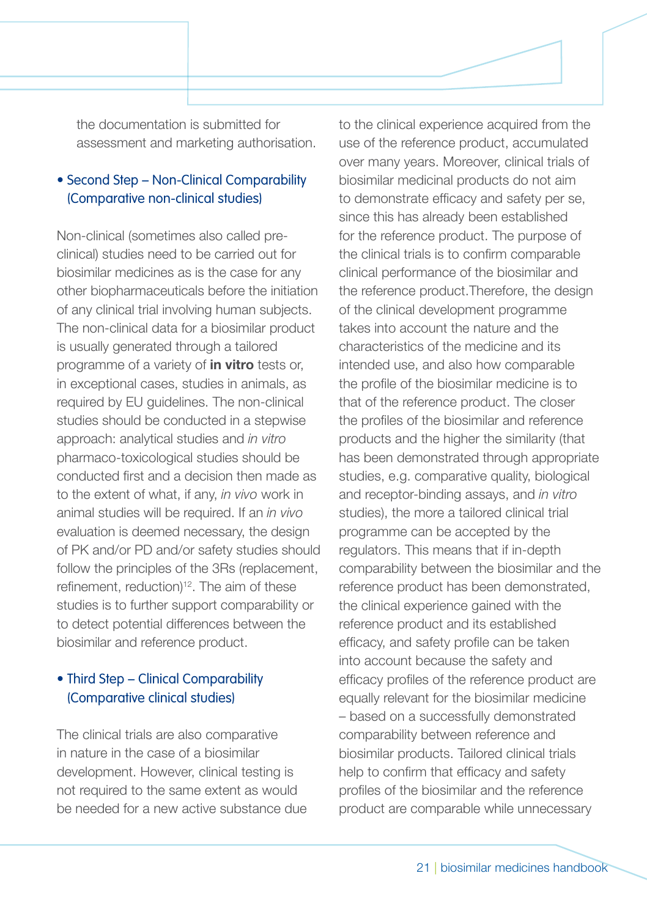the documentation is submitted for assessment and marketing authorisation.

- Second Step – Non-Clinical Comparability (Comparative non-clinical studies)

Non-clinical (sometimes also called pre-clinical) studies need to be carried out for biosimilar medicines as is the case for any other biopharmaceuticals before the initiation of any clinical trial involving human subjects. The non-clinical data for a biosimilar product is usually generated through a tailored programme of a variety of **in vitro** tests or, in exceptional cases, studies in animals, as required by EU guidelines. The non-clinical studies should be conducted in a stepwise approach: analytical studies and *in vitro* pharmaco-toxicological studies should be conducted first and a decision then made as to the extent of what, if any, *in vivo* work in animal studies will be required. If an *in vivo* evaluation is deemed necessary, the design of PK and/or PD and/or safety studies should follow the principles of the 3Rs (replacement, refinement, reduction)[12]. The aim of these studies is to further support comparability or to detect potential differences between the biosimilar and reference product.

- Third Step – Clinical Comparability (Comparative clinical studies)

The clinical trials are also comparative in nature in the case of a biosimilar development. However, clinical testing is not required to the same extent as would be needed for a new active substance due to the clinical experience acquired from the use of the reference product, accumulated over many years. Moreover, clinical trials of biosimilar medicinal products do not aim to demonstrate efficacy and safety per se, since this has already been established for the reference product. The purpose of the clinical trials is to confirm comparable clinical performance of the biosimilar and the reference product.Therefore, the design of the clinical development programme takes into account the nature and the characteristics of the medicine and its intended use, and also how comparable the profile of the biosimilar medicine is to that of the reference product. The closer the profiles of the biosimilar and reference products and the higher the similarity (that has been demonstrated through appropriate studies, e.g. comparative quality, biological and receptor-binding assays, and *in vitro* studies), the more a tailored clinical trial programme can be accepted by the regulators. This means that if in-depth comparability between the biosimilar and the reference product has been demonstrated, the clinical experience gained with the reference product and its established efficacy, and safety profile can be taken into account because the safety and efficacy profiles of the reference product are equally relevant for the biosimilar medicine – based on a successfully demonstrated comparability between reference and biosimilar products. Tailored clinical trials help to confirm that efficacy and safety profiles of the biosimilar and the reference product are comparable while unnecessary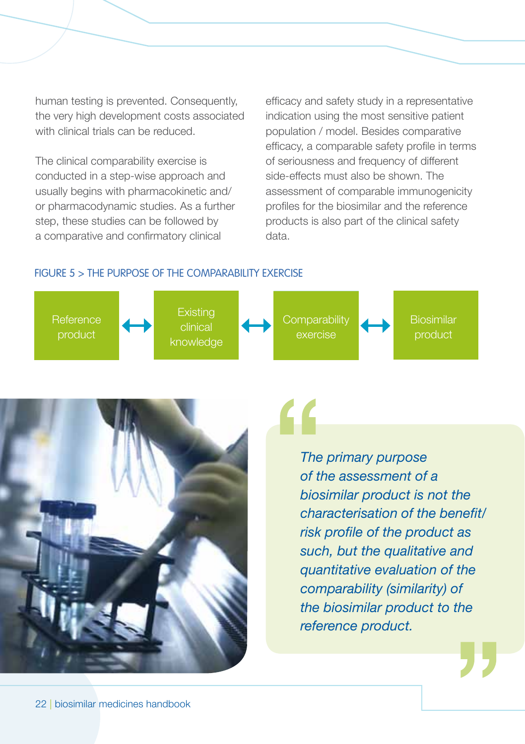human testing is prevented. Consequently, the very high development costs associated with clinical trials can be reduced.

The clinical comparability exercise is conducted in a step-wise approach and usually begins with pharmacokinetic and/or pharmacodynamic studies. As a further step, these studies can be followed by a comparative and confirmatory clinical efficacy and safety study in a representative indication using the most sensitive patient population / model. Besides comparative efficacy, a comparable safety profile in terms of seriousness and frequency of different side-effects must also be shown. The assessment of comparable immunogenicity profiles for the biosimilar and the reference products is also part of the clinical safety data.

FIGURE 5 > THE PURPOSE OF THE COMPARABILITY EXERCISE

Reference product ↔ Existing clinical knowledge ↔ Comparability exercise ↔ Biosimilar product

> *"The primary purpose of the assessment of a biosimilar product is not the characterisation of the benefit/risk profile of the product as such, but the qualitative and quantitative evaluation of the comparability (similarity) of the biosimilar product to the reference product."*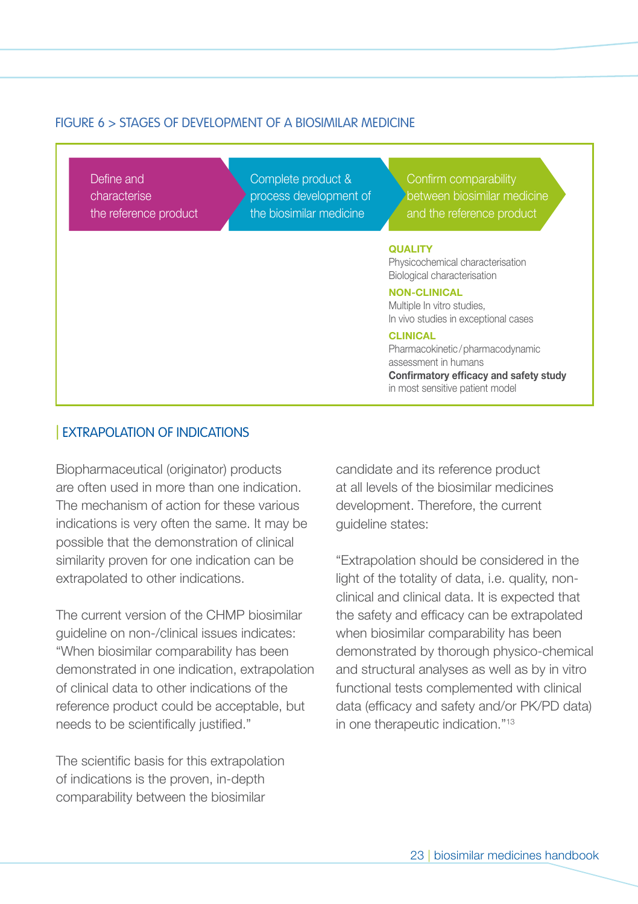FIGURE 6 > STAGES OF DEVELOPMENT OF A BIOSIMILAR MEDICINE

Define and characterise the reference product → Complete product & process development of the biosimilar medicine → Confirm comparability between biosimilar medicine and the reference product

**QUALITY**
Physicochemical characterisation
Biological characterisation

**NON-CLINICAL**
Multiple In vitro studies,
In vivo studies in exceptional cases

**CLINICAL**
Pharmacokinetic / pharmacodynamic assessment in humans
**Confirmatory efficacy and safety study** in most sensitive patient model

## EXTRAPOLATION OF INDICATIONS

Biopharmaceutical (originator) products are often used in more than one indication. The mechanism of action for these various indications is very often the same. It may be possible that the demonstration of clinical similarity proven for one indication can be extrapolated to other indications.

The current version of the CHMP biosimilar guideline on non-/clinical issues indicates: "When biosimilar comparability has been demonstrated in one indication, extrapolation of clinical data to other indications of the reference product could be acceptable, but needs to be scientifically justified."

The scientific basis for this extrapolation of indications is the proven, in-depth comparability between the biosimilar candidate and its reference product at all levels of the biosimilar medicines development. Therefore, the current guideline states:

"Extrapolation should be considered in the light of the totality of data, i.e. quality, non-clinical and clinical data. It is expected that the safety and efficacy can be extrapolated when biosimilar comparability has been demonstrated by thorough physico-chemical and structural analyses as well as by in vitro functional tests complemented with clinical data (efficacy and safety and/or PK/PD data) in one therapeutic indication."[13]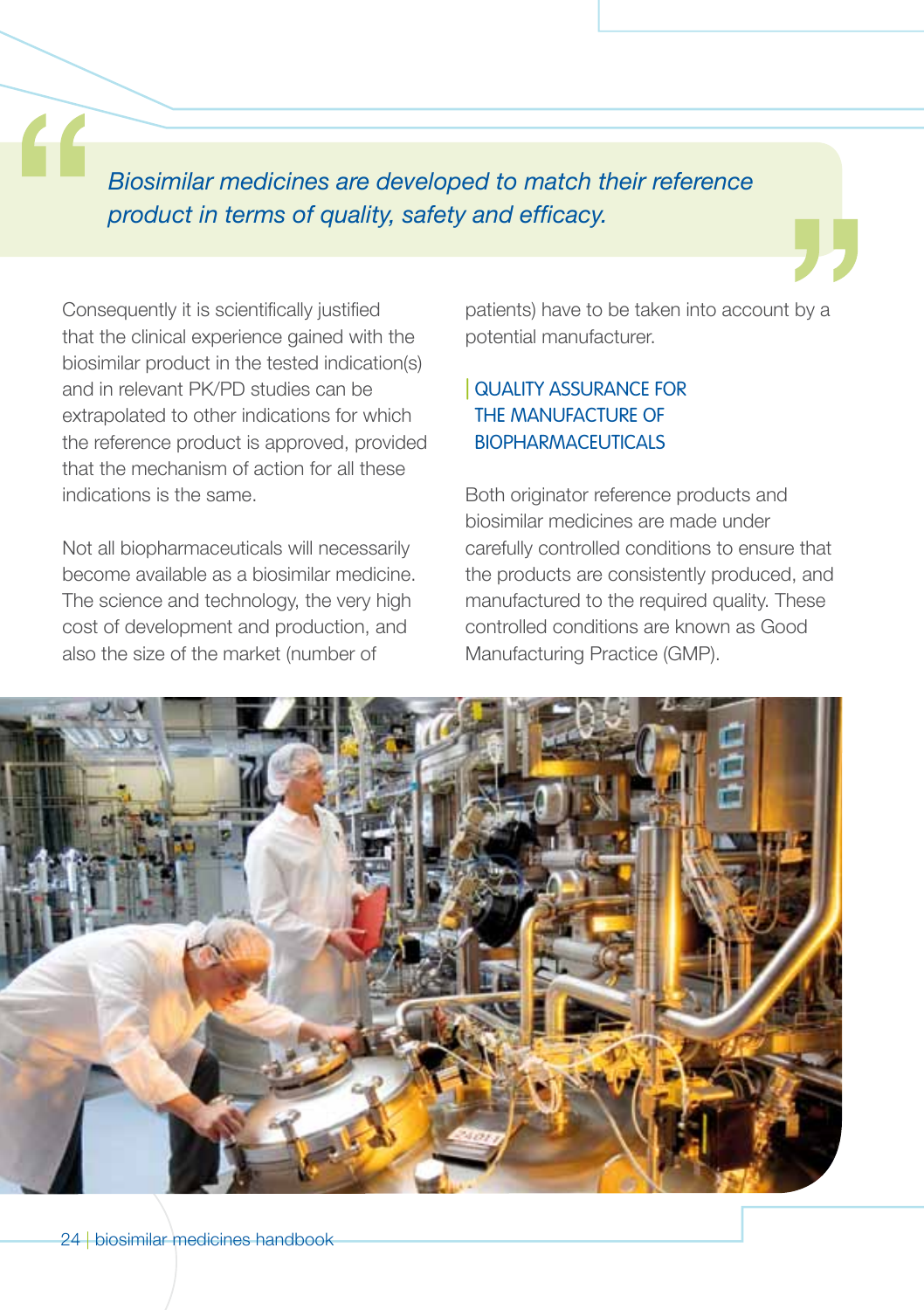> *Biosimilar medicines are developed to match their reference product in terms of quality, safety and efficacy.*

Consequently it is scientifically justified that the clinical experience gained with the biosimilar product in the tested indication(s) and in relevant PK/PD studies can be extrapolated to other indications for which the reference product is approved, provided that the mechanism of action for all these indications is the same.

Not all biopharmaceuticals will necessarily become available as a biosimilar medicine. The science and technology, the very high cost of development and production, and also the size of the market (number of patients) have to be taken into account by a potential manufacturer.

## QUALITY ASSURANCE FOR THE MANUFACTURE OF BIOPHARMACEUTICALS

Both originator reference products and biosimilar medicines are made under carefully controlled conditions to ensure that the products are consistently produced, and manufactured to the required quality. These controlled conditions are known as Good Manufacturing Practice (GMP).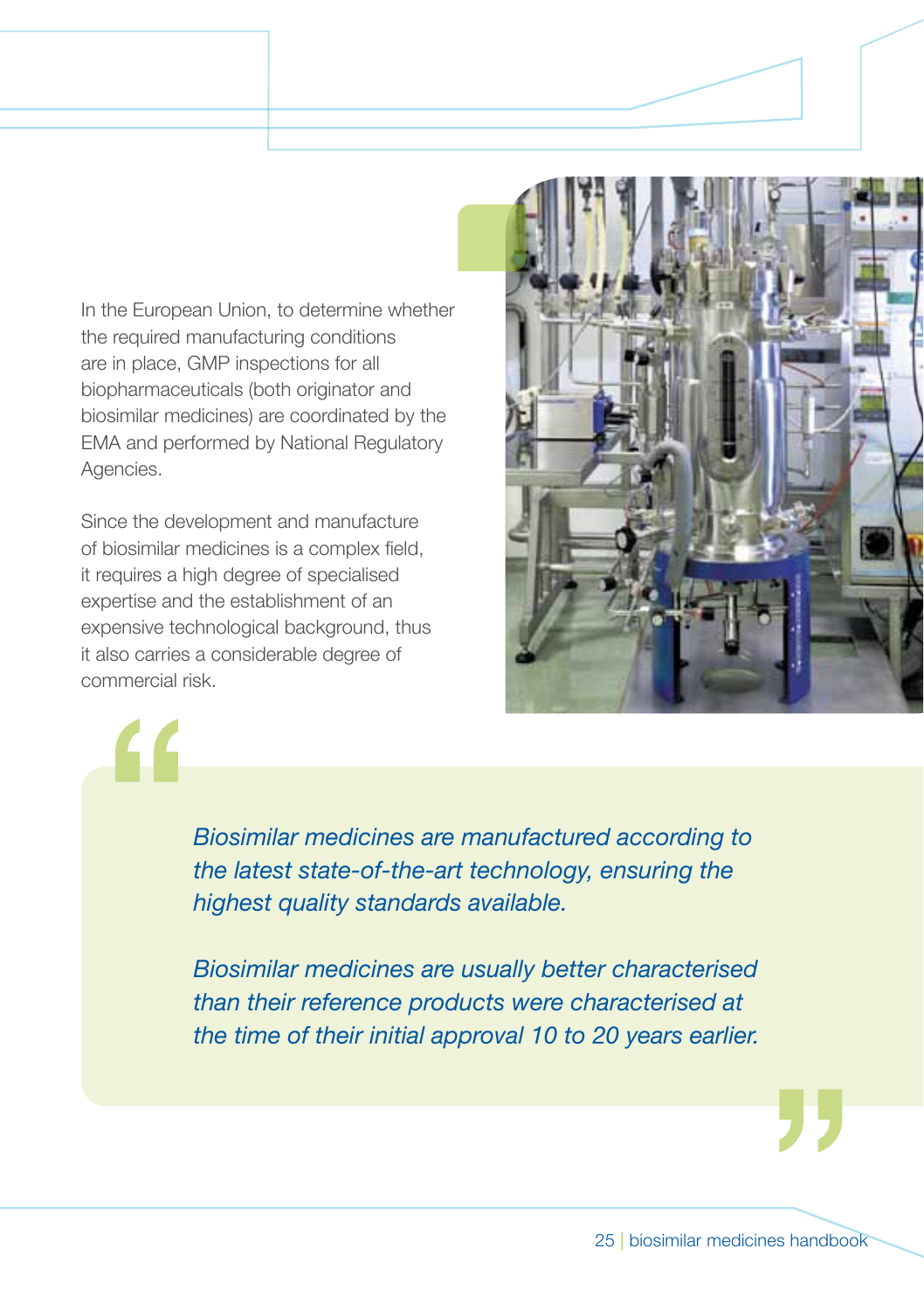In the European Union, to determine whether the required manufacturing conditions are in place, GMP inspections for all biopharmaceuticals (both originator and biosimilar medicines) are coordinated by the EMA and performed by National Regulatory Agencies.

Since the development and manufacture of biosimilar medicines is a complex field, it requires a high degree of specialised expertise and the establishment of an expensive technological background, thus it also carries a considerable degree of commercial risk.

> *Biosimilar medicines are manufactured according to the latest state-of-the-art technology, ensuring the highest quality standards available.*
>
> *Biosimilar medicines are usually better characterised than their reference products were characterised at the time of their initial approval 10 to 20 years earlier.*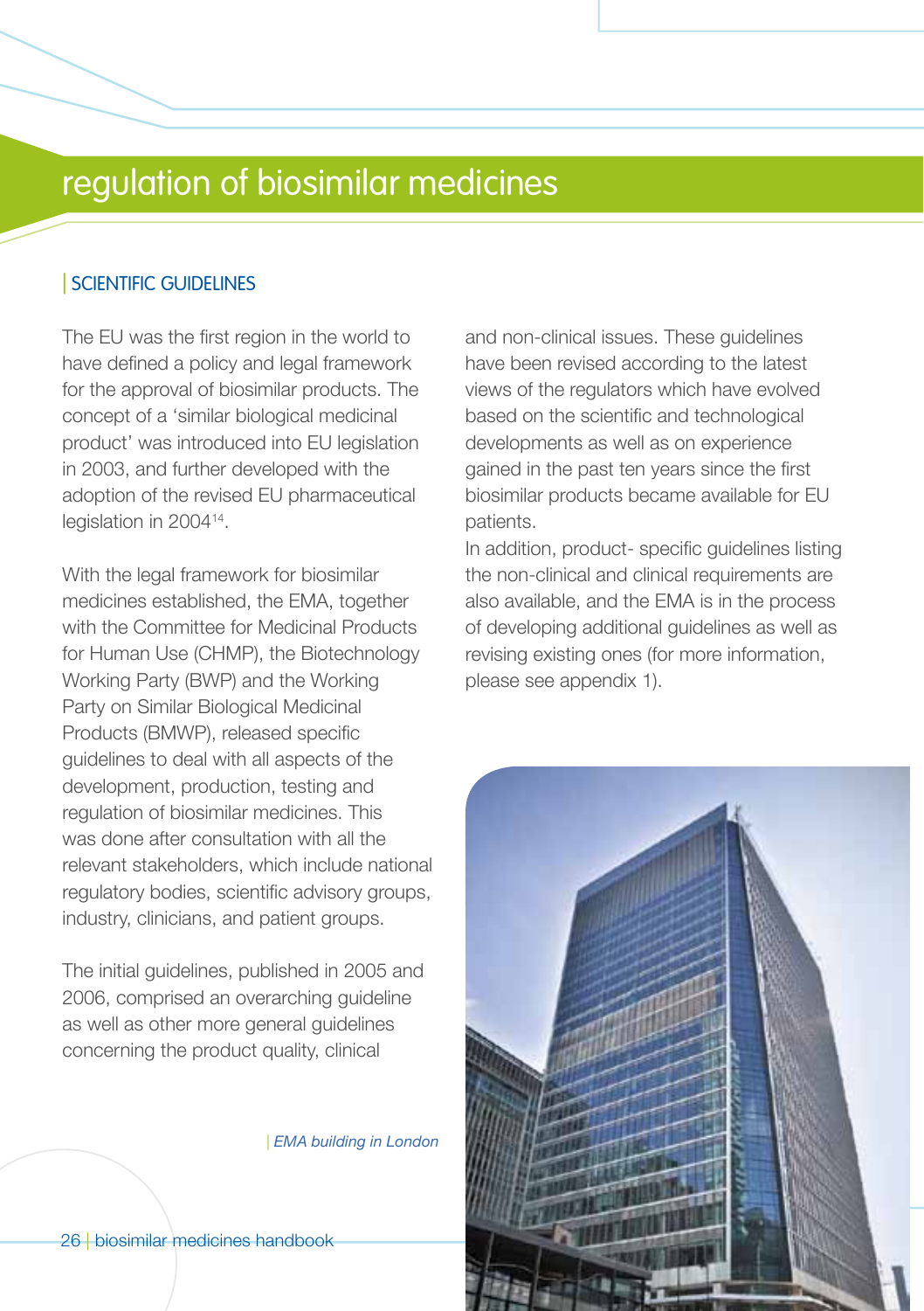# regulation of biosimilar medicines

## SCIENTIFIC GUIDELINES

The EU was the first region in the world to have defined a policy and legal framework for the approval of biosimilar products. The concept of a 'similar biological medicinal product' was introduced into EU legislation in 2003, and further developed with the adoption of the revised EU pharmaceutical legislation in 2004[14].

With the legal framework for biosimilar medicines established, the EMA, together with the Committee for Medicinal Products for Human Use (CHMP), the Biotechnology Working Party (BWP) and the Working Party on Similar Biological Medicinal Products (BMWP), released specific guidelines to deal with all aspects of the development, production, testing and regulation of biosimilar medicines. This was done after consultation with all the relevant stakeholders, which include national regulatory bodies, scientific advisory groups, industry, clinicians, and patient groups.

The initial guidelines, published in 2005 and 2006, comprised an overarching guideline as well as other more general guidelines concerning the product quality, clinical and non-clinical issues. These guidelines have been revised according to the latest views of the regulators which have evolved based on the scientific and technological developments as well as on experience gained in the past ten years since the first biosimilar products became available for EU patients.

In addition, product- specific guidelines listing the non-clinical and clinical requirements are also available, and the EMA is in the process of developing additional guidelines as well as revising existing ones (for more information, please see appendix 1).

*EMA building in London*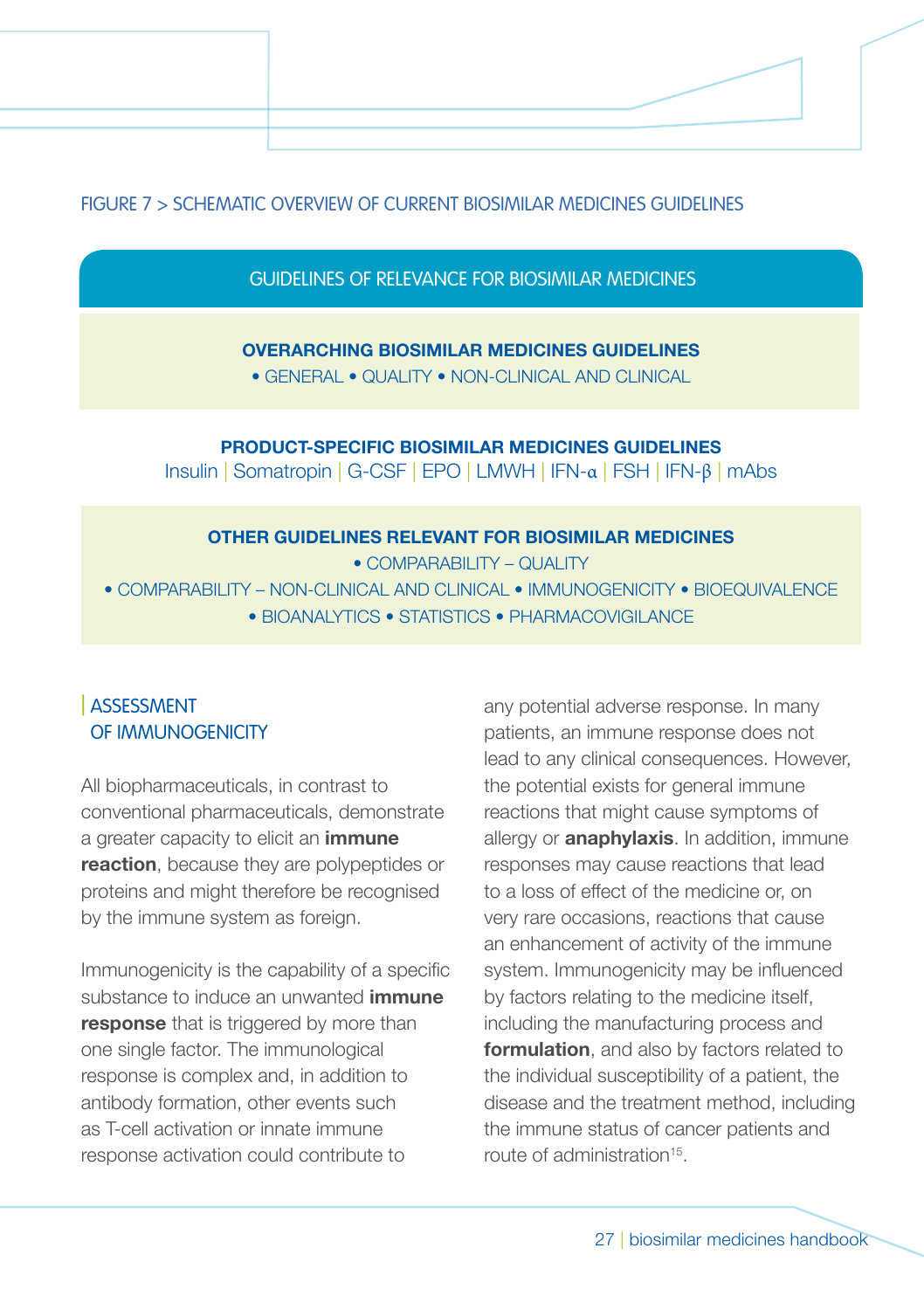FIGURE 7 > SCHEMATIC OVERVIEW OF CURRENT BIOSIMILAR MEDICINES GUIDELINES

GUIDELINES OF RELEVANCE FOR BIOSIMILAR MEDICINES

**OVERARCHING BIOSIMILAR MEDICINES GUIDELINES**

• GENERAL • QUALITY • NON-CLINICAL AND CLINICAL

**PRODUCT-SPECIFIC BIOSIMILAR MEDICINES GUIDELINES**

Insulin | Somatropin | G-CSF | EPO | LMWH | IFN-α | FSH | IFN-β | mAbs

**OTHER GUIDELINES RELEVANT FOR BIOSIMILAR MEDICINES**

• COMPARABILITY – QUALITY

• COMPARABILITY – NON-CLINICAL AND CLINICAL • IMMUNOGENICITY • BIOEQUIVALENCE

• BIOANALYTICS • STATISTICS • PHARMACOVIGILANCE

## ASSESSMENT OF IMMUNOGENICITY

All biopharmaceuticals, in contrast to conventional pharmaceuticals, demonstrate a greater capacity to elicit an **immune reaction**, because they are polypeptides or proteins and might therefore be recognised by the immune system as foreign.

Immunogenicity is the capability of a specific substance to induce an unwanted **immune response** that is triggered by more than one single factor. The immunological response is complex and, in addition to antibody formation, other events such as T-cell activation or innate immune response activation could contribute to any potential adverse response. In many patients, an immune response does not lead to any clinical consequences. However, the potential exists for general immune reactions that might cause symptoms of allergy or **anaphylaxis**. In addition, immune responses may cause reactions that lead to a loss of effect of the medicine or, on very rare occasions, reactions that cause an enhancement of activity of the immune system. Immunogenicity may be influenced by factors relating to the medicine itself, including the manufacturing process and **formulation**, and also by factors related to the individual susceptibility of a patient, the disease and the treatment method, including the immune status of cancer patients and route of administration[15].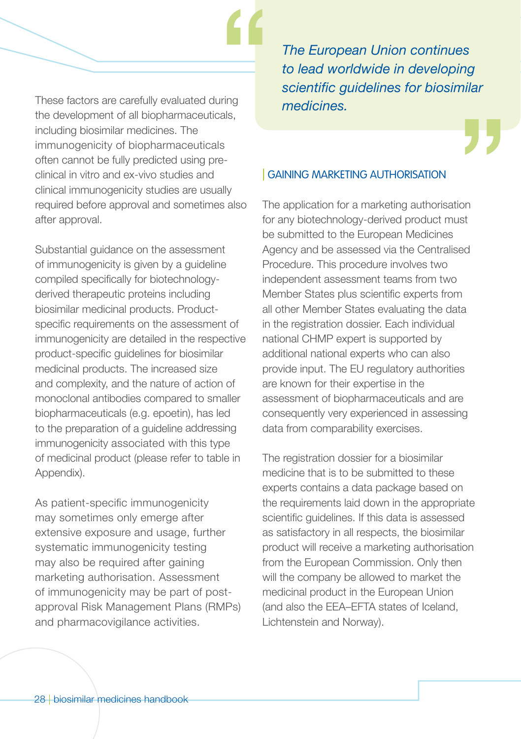These factors are carefully evaluated during the development of all biopharmaceuticals, including biosimilar medicines. The immunogenicity of biopharmaceuticals often cannot be fully predicted using pre-clinical in vitro and ex-vivo studies and clinical immunogenicity studies are usually required before approval and sometimes also after approval.

Substantial guidance on the assessment of immunogenicity is given by a guideline compiled specifically for biotechnology-derived therapeutic proteins including biosimilar medicinal products. Product-specific requirements on the assessment of immunogenicity are detailed in the respective product-specific guidelines for biosimilar medicinal products. The increased size and complexity, and the nature of action of monoclonal antibodies compared to smaller biopharmaceuticals (e.g. epoetin), has led to the preparation of a guideline addressing immunogenicity associated with this type of medicinal product (please refer to table in Appendix).

As patient-specific immunogenicity may sometimes only emerge after extensive exposure and usage, further systematic immunogenicity testing may also be required after gaining marketing authorisation. Assessment of immunogenicity may be part of post-approval Risk Management Plans (RMPs) and pharmacovigilance activities.

> *The European Union continues to lead worldwide in developing scientific guidelines for biosimilar medicines.*

## GAINING MARKETING AUTHORISATION

The application for a marketing authorisation for any biotechnology-derived product must be submitted to the European Medicines Agency and be assessed via the Centralised Procedure. This procedure involves two independent assessment teams from two Member States plus scientific experts from all other Member States evaluating the data in the registration dossier. Each individual national CHMP expert is supported by additional national experts who can also provide input. The EU regulatory authorities are known for their expertise in the assessment of biopharmaceuticals and are consequently very experienced in assessing data from comparability exercises.

The registration dossier for a biosimilar medicine that is to be submitted to these experts contains a data package based on the requirements laid down in the appropriate scientific guidelines. If this data is assessed as satisfactory in all respects, the biosimilar product will receive a marketing authorisation from the European Commission. Only then will the company be allowed to market the medicinal product in the European Union (and also the EEA–EFTA states of Iceland, Lichtenstein and Norway).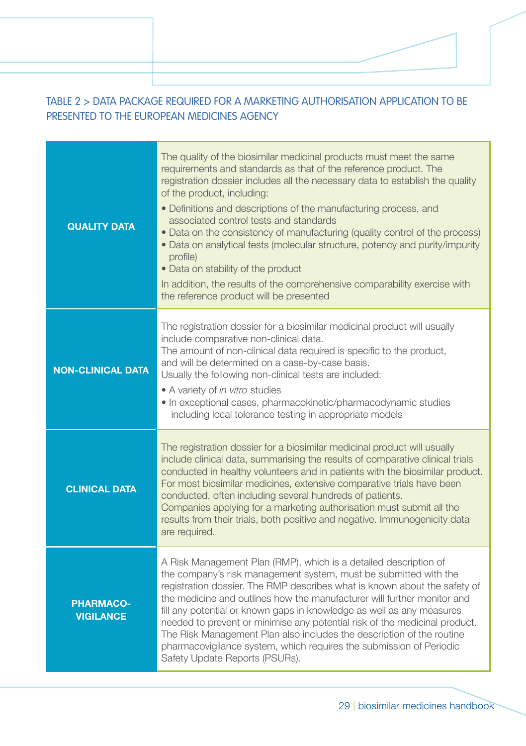TABLE 2 > DATA PACKAGE REQUIRED FOR A MARKETING AUTHORISATION APPLICATION TO BE PRESENTED TO THE EUROPEAN MEDICINES AGENCY

| | |
|---|---|
| **QUALITY DATA** | The quality of the biosimilar medicinal products must meet the same requirements and standards as that of the reference product. The registration dossier includes all the necessary data to establish the quality of the product, including:<br>• Definitions and descriptions of the manufacturing process, and associated control tests and standards<br>• Data on the consistency of manufacturing (quality control of the process)<br>• Data on analytical tests (molecular structure, potency and purity/impurity profile)<br>• Data on stability of the product<br>In addition, the results of the comprehensive comparability exercise with the reference product will be presented |
| **NON-CLINICAL DATA** | The registration dossier for a biosimilar medicinal product will usually include comparative non-clinical data.<br>The amount of non-clinical data required is specific to the product, and will be determined on a case-by-case basis.<br>Usually the following non-clinical tests are included:<br>• A variety of *in vitro* studies<br>• In exceptional cases, pharmacokinetic/pharmacodynamic studies including local tolerance testing in appropriate models |
| **CLINICAL DATA** | The registration dossier for a biosimilar medicinal product will usually include clinical data, summarising the results of comparative clinical trials conducted in healthy volunteers and in patients with the biosimilar product. For most biosimilar medicines, extensive comparative trials have been conducted, often including several hundreds of patients.<br>Companies applying for a marketing authorisation must submit all the results from their trials, both positive and negative. Immunogenicity data are required. |
| **PHARMACO-VIGILANCE** | A Risk Management Plan (RMP), which is a detailed description of the company's risk management system, must be submitted with the registration dossier. The RMP describes what is known about the safety of the medicine and outlines how the manufacturer will further monitor and fill any potential or known gaps in knowledge as well as any measures needed to prevent or minimise any potential risk of the medicinal product. The Risk Management Plan also includes the description of the routine pharmacovigilance system, which requires the submission of Periodic Safety Update Reports (PSURs). |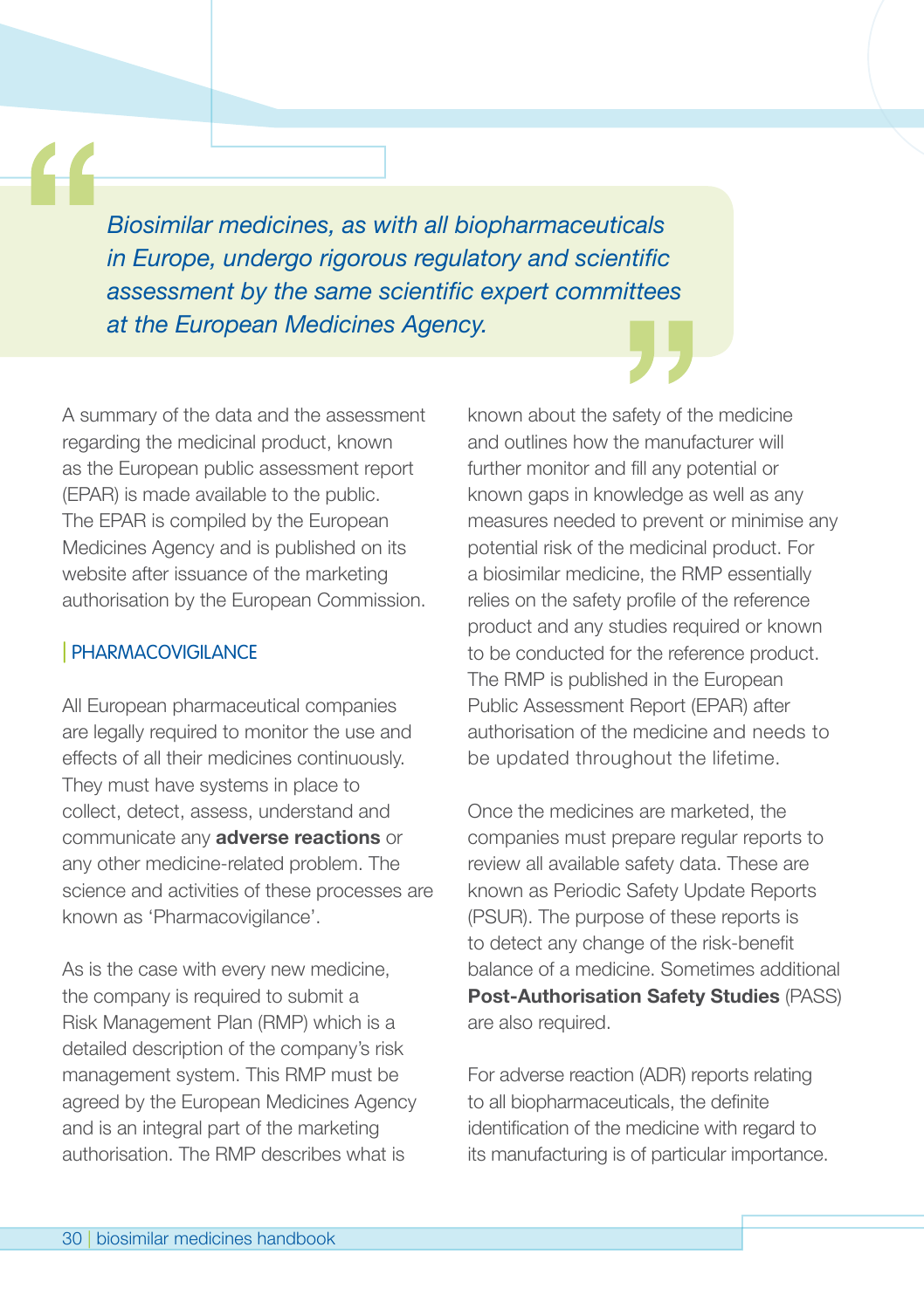> *Biosimilar medicines, as with all biopharmaceuticals in Europe, undergo rigorous regulatory and scientific assessment by the same scientific expert committees at the European Medicines Agency.*

A summary of the data and the assessment regarding the medicinal product, known as the European public assessment report (EPAR) is made available to the public. The EPAR is compiled by the European Medicines Agency and is published on its website after issuance of the marketing authorisation by the European Commission.

## PHARMACOVIGILANCE

All European pharmaceutical companies are legally required to monitor the use and effects of all their medicines continuously. They must have systems in place to collect, detect, assess, understand and communicate any **adverse reactions** or any other medicine-related problem. The science and activities of these processes are known as 'Pharmacovigilance'.

As is the case with every new medicine, the company is required to submit a Risk Management Plan (RMP) which is a detailed description of the company's risk management system. This RMP must be agreed by the European Medicines Agency and is an integral part of the marketing authorisation. The RMP describes what is known about the safety of the medicine and outlines how the manufacturer will further monitor and fill any potential or known gaps in knowledge as well as any measures needed to prevent or minimise any potential risk of the medicinal product. For a biosimilar medicine, the RMP essentially relies on the safety profile of the reference product and any studies required or known to be conducted for the reference product. The RMP is published in the European Public Assessment Report (EPAR) after authorisation of the medicine and needs to be updated throughout the lifetime.

Once the medicines are marketed, the companies must prepare regular reports to review all available safety data. These are known as Periodic Safety Update Reports (PSUR). The purpose of these reports is to detect any change of the risk-benefit balance of a medicine. Sometimes additional **Post-Authorisation Safety Studies** (PASS) are also required.

For adverse reaction (ADR) reports relating to all biopharmaceuticals, the definite identification of the medicine with regard to its manufacturing is of particular importance.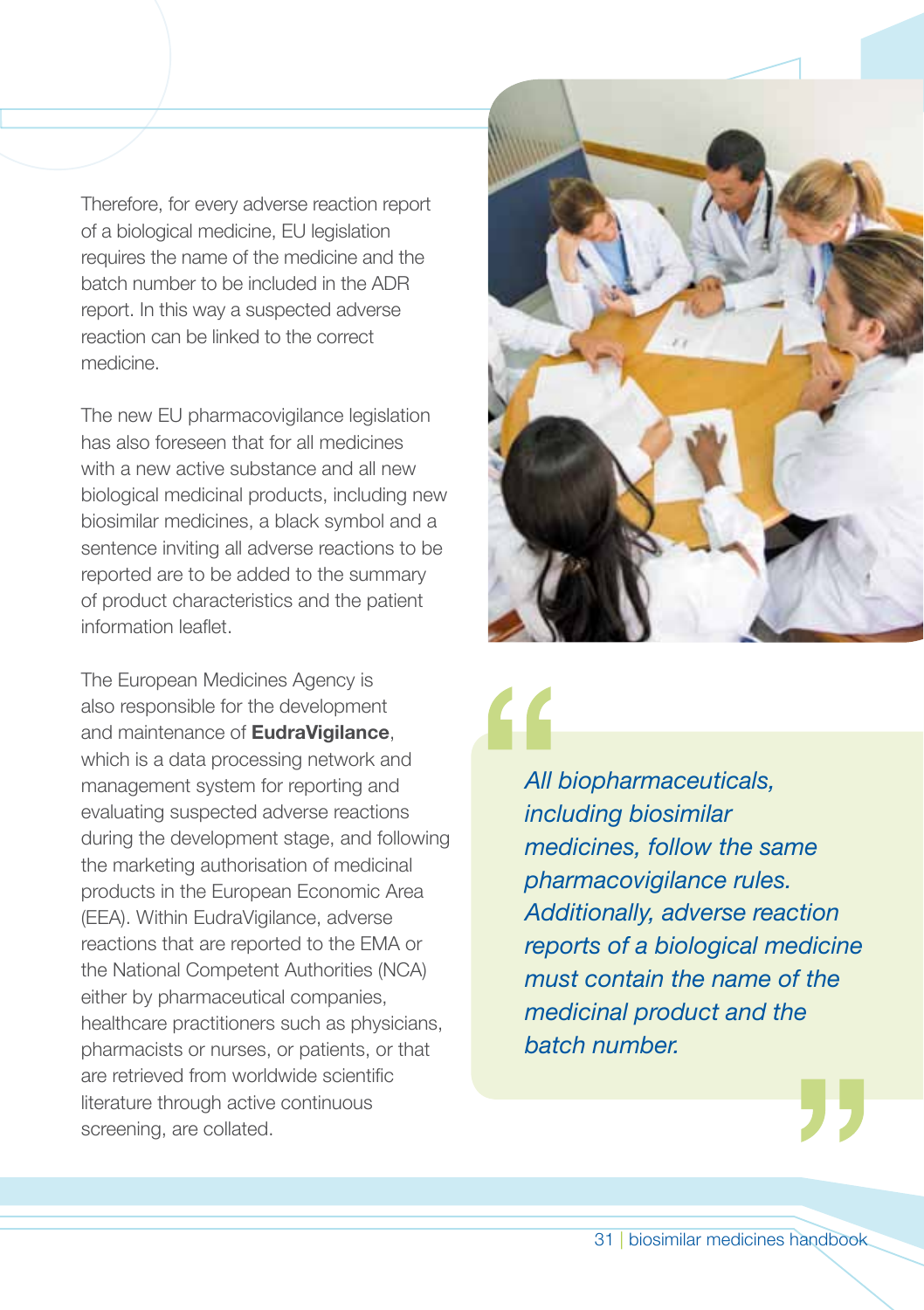Therefore, for every adverse reaction report of a biological medicine, EU legislation requires the name of the medicine and the batch number to be included in the ADR report. In this way a suspected adverse reaction can be linked to the correct medicine.

The new EU pharmacovigilance legislation has also foreseen that for all medicines with a new active substance and all new biological medicinal products, including new biosimilar medicines, a black symbol and a sentence inviting all adverse reactions to be reported are to be added to the summary of product characteristics and the patient information leaflet.

The European Medicines Agency is also responsible for the development and maintenance of **EudraVigilance**, which is a data processing network and management system for reporting and evaluating suspected adverse reactions during the development stage, and following the marketing authorisation of medicinal products in the European Economic Area (EEA). Within EudraVigilance, adverse reactions that are reported to the EMA or the National Competent Authorities (NCA) either by pharmaceutical companies, healthcare practitioners such as physicians, pharmacists or nurses, or patients, or that are retrieved from worldwide scientific literature through active continuous screening, are collated.

> *All biopharmaceuticals, including biosimilar medicines, follow the same pharmacovigilance rules. Additionally, adverse reaction reports of a biological medicine must contain the name of the medicinal product and the batch number.*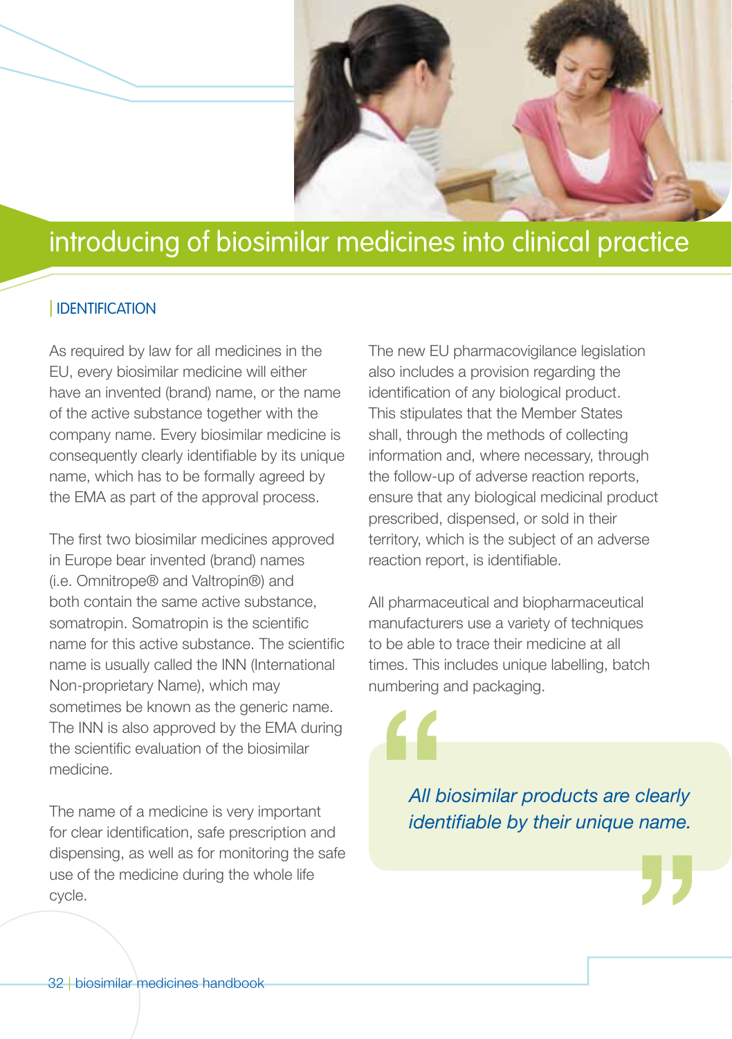# introducing of biosimilar medicines into clinical practice

## IDENTIFICATION

As required by law for all medicines in the EU, every biosimilar medicine will either have an invented (brand) name, or the name of the active substance together with the company name. Every biosimilar medicine is consequently clearly identifiable by its unique name, which has to be formally agreed by the EMA as part of the approval process.

The first two biosimilar medicines approved in Europe bear invented (brand) names (i.e. Omnitrope® and Valtropin®) and both contain the same active substance, somatropin. Somatropin is the scientific name for this active substance. The scientific name is usually called the INN (International Non-proprietary Name), which may sometimes be known as the generic name. The INN is also approved by the EMA during the scientific evaluation of the biosimilar medicine.

The name of a medicine is very important for clear identification, safe prescription and dispensing, as well as for monitoring the safe use of the medicine during the whole life cycle.

The new EU pharmacovigilance legislation also includes a provision regarding the identification of any biological product. This stipulates that the Member States shall, through the methods of collecting information and, where necessary, through the follow-up of adverse reaction reports, ensure that any biological medicinal product prescribed, dispensed, or sold in their territory, which is the subject of an adverse reaction report, is identifiable.

All pharmaceutical and biopharmaceutical manufacturers use a variety of techniques to be able to trace their medicine at all times. This includes unique labelling, batch numbering and packaging.

> *All biosimilar products are clearly identifiable by their unique name.*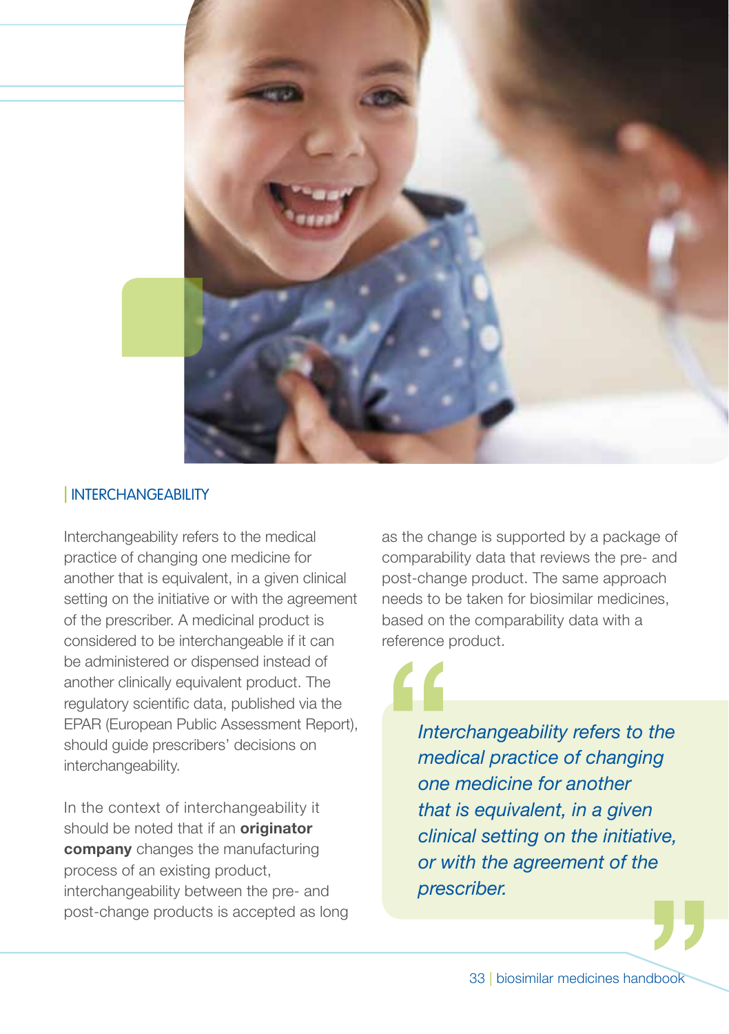## INTERCHANGEABILITY

Interchangeability refers to the medical practice of changing one medicine for another that is equivalent, in a given clinical setting on the initiative or with the agreement of the prescriber. A medicinal product is considered to be interchangeable if it can be administered or dispensed instead of another clinically equivalent product. The regulatory scientific data, published via the EPAR (European Public Assessment Report), should guide prescribers' decisions on interchangeability.

In the context of interchangeability it should be noted that if an **originator company** changes the manufacturing process of an existing product, interchangeability between the pre- and post-change products is accepted as long as the change is supported by a package of comparability data that reviews the pre- and post-change product. The same approach needs to be taken for biosimilar medicines, based on the comparability data with a reference product.

> *Interchangeability refers to the medical practice of changing one medicine for another that is equivalent, in a given clinical setting on the initiative, or with the agreement of the prescriber.*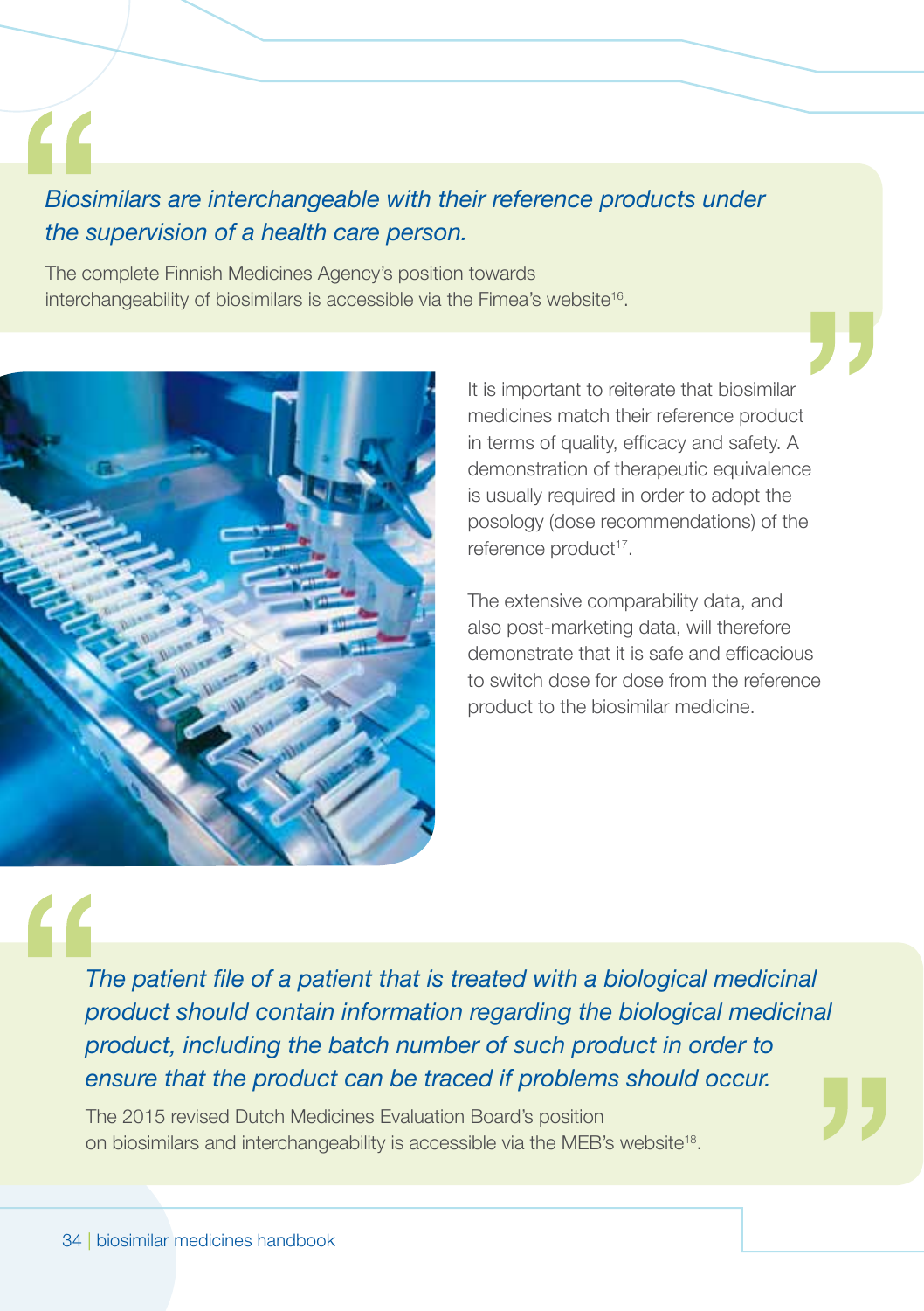> *Biosimilars are interchangeable with their reference products under the supervision of a health care person.*
>
> The complete Finnish Medicines Agency's position towards interchangeability of biosimilars is accessible via the Fimea's website[16].

It is important to reiterate that biosimilar medicines match their reference product in terms of quality, efficacy and safety. A demonstration of therapeutic equivalence is usually required in order to adopt the posology (dose recommendations) of the reference product[17].

The extensive comparability data, and also post-marketing data, will therefore demonstrate that it is safe and efficacious to switch dose for dose from the reference product to the biosimilar medicine.

> *The patient file of a patient that is treated with a biological medicinal product should contain information regarding the biological medicinal product, including the batch number of such product in order to ensure that the product can be traced if problems should occur.*
>
> The 2015 revised Dutch Medicines Evaluation Board's position on biosimilars and interchangeability is accessible via the MEB's website[18].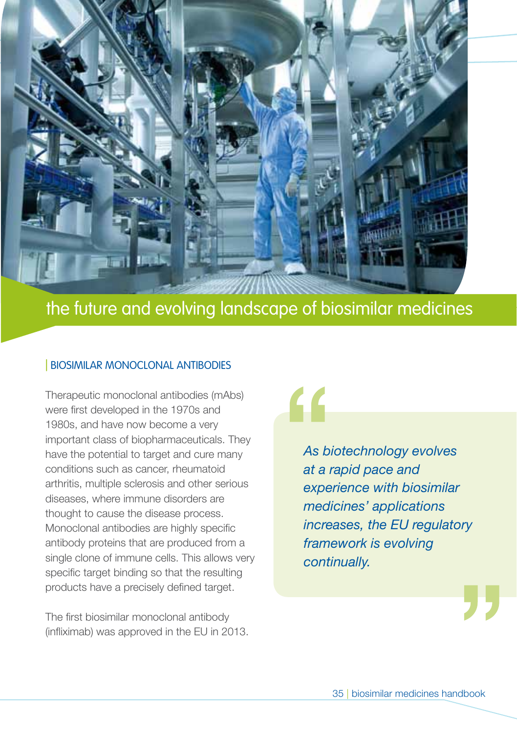# the future and evolving landscape of biosimilar medicines

## BIOSIMILAR MONOCLONAL ANTIBODIES

Therapeutic monoclonal antibodies (mAbs) were first developed in the 1970s and 1980s, and have now become a very important class of biopharmaceuticals. They have the potential to target and cure many conditions such as cancer, rheumatoid arthritis, multiple sclerosis and other serious diseases, where immune disorders are thought to cause the disease process. Monoclonal antibodies are highly specific antibody proteins that are produced from a single clone of immune cells. This allows very specific target binding so that the resulting products have a precisely defined target.

The first biosimilar monoclonal antibody (infliximab) was approved in the EU in 2013.

> *As biotechnology evolves at a rapid pace and experience with biosimilar medicines' applications increases, the EU regulatory framework is evolving continually.*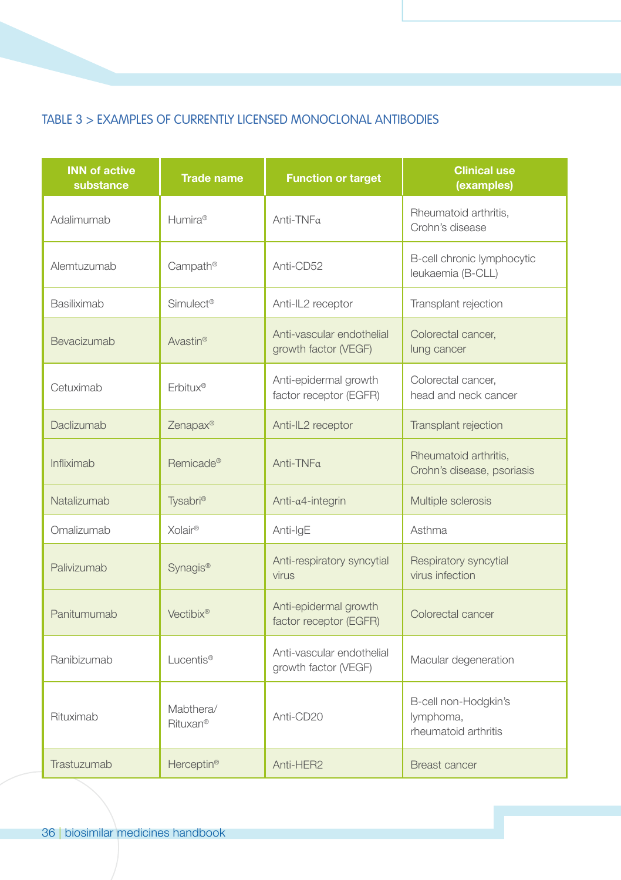TABLE 3 > EXAMPLES OF CURRENTLY LICENSED MONOCLONAL ANTIBODIES

| INN of active substance | Trade name | Function or target | Clinical use (examples) |
|---|---|---|---|
| Adalimumab | Humira® | Anti-TNFα | Rheumatoid arthritis, Crohn's disease |
| Alemtuzumab | Campath® | Anti-CD52 | B-cell chronic lymphocytic leukaemia (B-CLL) |
| Basiliximab | Simulect® | Anti-IL2 receptor | Transplant rejection |
| Bevacizumab | Avastin® | Anti-vascular endothelial growth factor (VEGF) | Colorectal cancer, lung cancer |
| Cetuximab | Erbitux® | Anti-epidermal growth factor receptor (EGFR) | Colorectal cancer, head and neck cancer |
| Daclizumab | Zenapax® | Anti-IL2 receptor | Transplant rejection |
| Infliximab | Remicade® | Anti-TNFα | Rheumatoid arthritis, Crohn's disease, psoriasis |
| Natalizumab | Tysabri® | Anti-α4-integrin | Multiple sclerosis |
| Omalizumab | Xolair® | Anti-IgE | Asthma |
| Palivizumab | Synagis® | Anti-respiratory syncytial virus | Respiratory syncytial virus infection |
| Panitumumab | Vectibix® | Anti-epidermal growth factor receptor (EGFR) | Colorectal cancer |
| Ranibizumab | Lucentis® | Anti-vascular endothelial growth factor (VEGF) | Macular degeneration |
| Rituximab | Mabthera/ Rituxan® | Anti-CD20 | B-cell non-Hodgkin's lymphoma, rheumatoid arthritis |
| Trastuzumab | Herceptin® | Anti-HER2 | Breast cancer |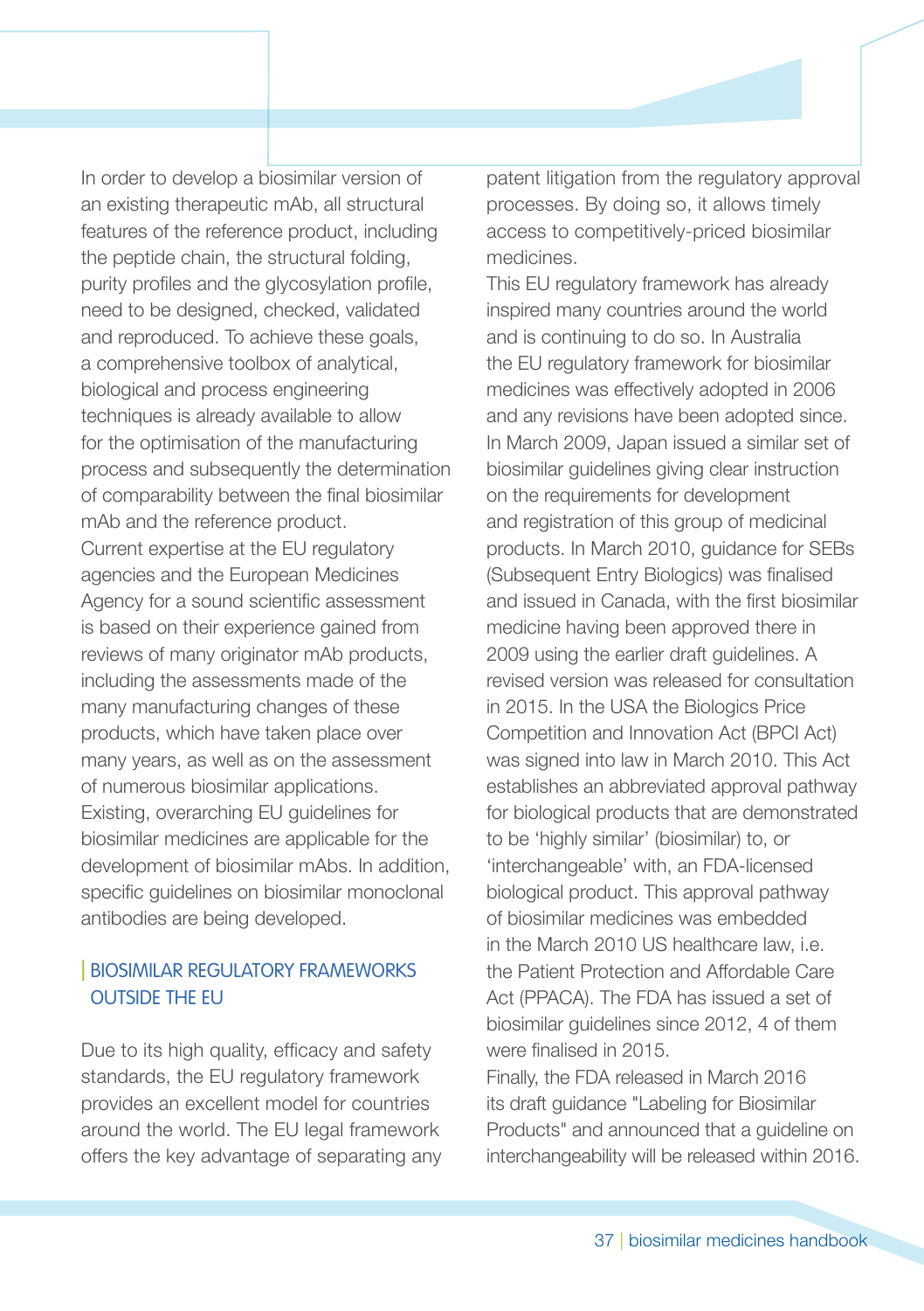In order to develop a biosimilar version of an existing therapeutic mAb, all structural features of the reference product, including the peptide chain, the structural folding, purity profiles and the glycosylation profile, need to be designed, checked, validated and reproduced. To achieve these goals, a comprehensive toolbox of analytical, biological and process engineering techniques is already available to allow for the optimisation of the manufacturing process and subsequently the determination of comparability between the final biosimilar mAb and the reference product.

Current expertise at the EU regulatory agencies and the European Medicines Agency for a sound scientific assessment is based on their experience gained from reviews of many originator mAb products, including the assessments made of the many manufacturing changes of these products, which have taken place over many years, as well as on the assessment of numerous biosimilar applications.

Existing, overarching EU guidelines for biosimilar medicines are applicable for the development of biosimilar mAbs. In addition, specific guidelines on biosimilar monoclonal antibodies are being developed.

## BIOSIMILAR REGULATORY FRAMEWORKS OUTSIDE THE EU

Due to its high quality, efficacy and safety standards, the EU regulatory framework provides an excellent model for countries around the world. The EU legal framework offers the key advantage of separating any patent litigation from the regulatory approval processes. By doing so, it allows timely access to competitively-priced biosimilar medicines.

This EU regulatory framework has already inspired many countries around the world and is continuing to do so. In Australia the EU regulatory framework for biosimilar medicines was effectively adopted in 2006 and any revisions have been adopted since. In March 2009, Japan issued a similar set of biosimilar guidelines giving clear instruction on the requirements for development and registration of this group of medicinal products. In March 2010, guidance for SEBs (Subsequent Entry Biologics) was finalised and issued in Canada, with the first biosimilar medicine having been approved there in 2009 using the earlier draft guidelines. A revised version was released for consultation in 2015. In the USA the Biologics Price Competition and Innovation Act (BPCI Act) was signed into law in March 2010. This Act establishes an abbreviated approval pathway for biological products that are demonstrated to be 'highly similar' (biosimilar) to, or 'interchangeable' with, an FDA-licensed biological product. This approval pathway of biosimilar medicines was embedded in the March 2010 US healthcare law, i.e. the Patient Protection and Affordable Care Act (PPACA). The FDA has issued a set of biosimilar guidelines since 2012, 4 of them were finalised in 2015.

Finally, the FDA released in March 2016 its draft guidance "Labeling for Biosimilar Products" and announced that a guideline on interchangeability will be released within 2016.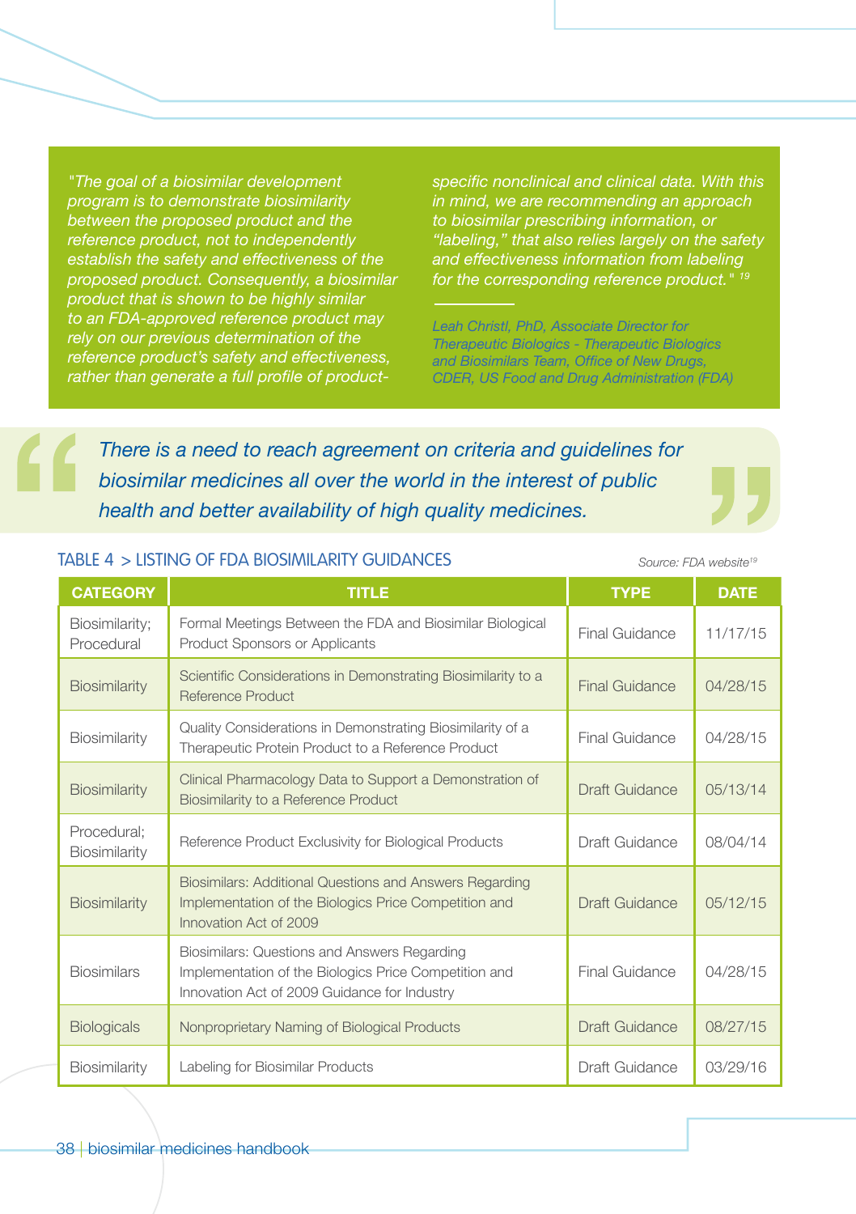*"The goal of a biosimilar development program is to demonstrate biosimilarity between the proposed product and the reference product, not to independently establish the safety and effectiveness of the proposed product. Consequently, a biosimilar product that is shown to be highly similar to an FDA-approved reference product may rely on our previous determination of the reference product's safety and effectiveness, rather than generate a full profile of product-specific nonclinical and clinical data. With this in mind, we are recommending an approach to biosimilar prescribing information, or "labeling," that also relies largely on the safety and effectiveness information from labeling for the corresponding reference product."* [19]

*Leah Christl, PhD, Associate Director for Therapeutic Biologics - Therapeutic Biologics and Biosimilars Team, Office of New Drugs, CDER, US Food and Drug Administration (FDA)*

> *There is a need to reach agreement on criteria and guidelines for biosimilar medicines all over the world in the interest of public health and better availability of high quality medicines.*

TABLE 4 > LISTING OF FDA BIOSIMILARITY GUIDANCES

Source: FDA website[19]

| CATEGORY | TITLE | TYPE | DATE |
|---|---|---|---|
| Biosimilarity; Procedural | Formal Meetings Between the FDA and Biosimilar Biological Product Sponsors or Applicants | Final Guidance | 11/17/15 |
| Biosimilarity | Scientific Considerations in Demonstrating Biosimilarity to a Reference Product | Final Guidance | 04/28/15 |
| Biosimilarity | Quality Considerations in Demonstrating Biosimilarity of a Therapeutic Protein Product to a Reference Product | Final Guidance | 04/28/15 |
| Biosimilarity | Clinical Pharmacology Data to Support a Demonstration of Biosimilarity to a Reference Product | Draft Guidance | 05/13/14 |
| Procedural; Biosimilarity | Reference Product Exclusivity for Biological Products | Draft Guidance | 08/04/14 |
| Biosimilarity | Biosimilars: Additional Questions and Answers Regarding Implementation of the Biologics Price Competition and Innovation Act of 2009 | Draft Guidance | 05/12/15 |
| Biosimilars | Biosimilars: Questions and Answers Regarding Implementation of the Biologics Price Competition and Innovation Act of 2009 Guidance for Industry | Final Guidance | 04/28/15 |
| Biologicals | Nonproprietary Naming of Biological Products | Draft Guidance | 08/27/15 |
| Biosimilarity | Labeling for Biosimilar Products | Draft Guidance | 03/29/16 |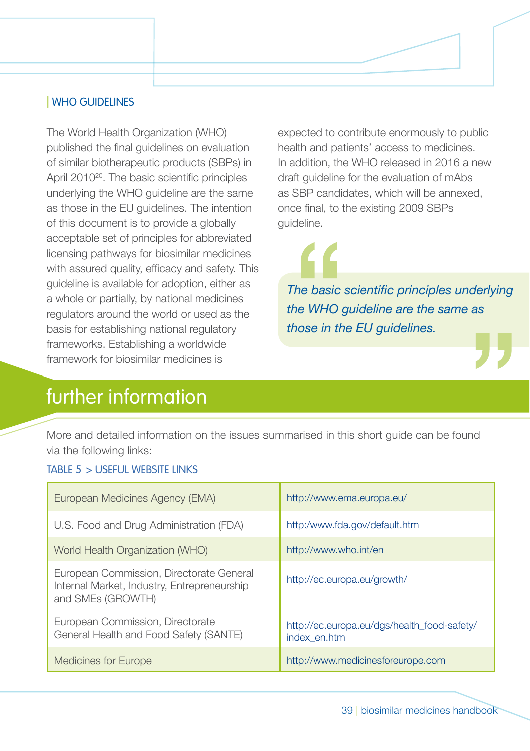### WHO GUIDELINES

The World Health Organization (WHO) published the final guidelines on evaluation of similar biotherapeutic products (SBPs) in April 2010[20]. The basic scientific principles underlying the WHO guideline are the same as those in the EU guidelines. The intention of this document is to provide a globally acceptable set of principles for abbreviated licensing pathways for biosimilar medicines with assured quality, efficacy and safety. This guideline is available for adoption, either as a whole or partially, by national medicines regulators around the world or used as the basis for establishing national regulatory frameworks. Establishing a worldwide framework for biosimilar medicines is expected to contribute enormously to public health and patients' access to medicines. In addition, the WHO released in 2016 a new draft guideline for the evaluation of mAbs as SBP candidates, which will be annexed, once final, to the existing 2009 SBPs guideline.

> *"The basic scientific principles underlying the WHO guideline are the same as those in the EU guidelines."*

## further information

More and detailed information on the issues summarised in this short guide can be found via the following links:

TABLE 5 > USEFUL WEBSITE LINKS

| | |
|---|---|
| European Medicines Agency (EMA) | http://www.ema.europa.eu/ |
| U.S. Food and Drug Administration (FDA) | http:/www.fda.gov/default.htm |
| World Health Organization (WHO) | http://www.who.int/en |
| European Commission, Directorate General Internal Market, Industry, Entrepreneurship and SMEs (GROWTH) | http://ec.europa.eu/growth/ |
| European Commission, Directorate General Health and Food Safety (SANTE) | http://ec.europa.eu/dgs/health_food-safety/index_en.htm |
| Medicines for Europe | http://www.medicinesforeurope.com |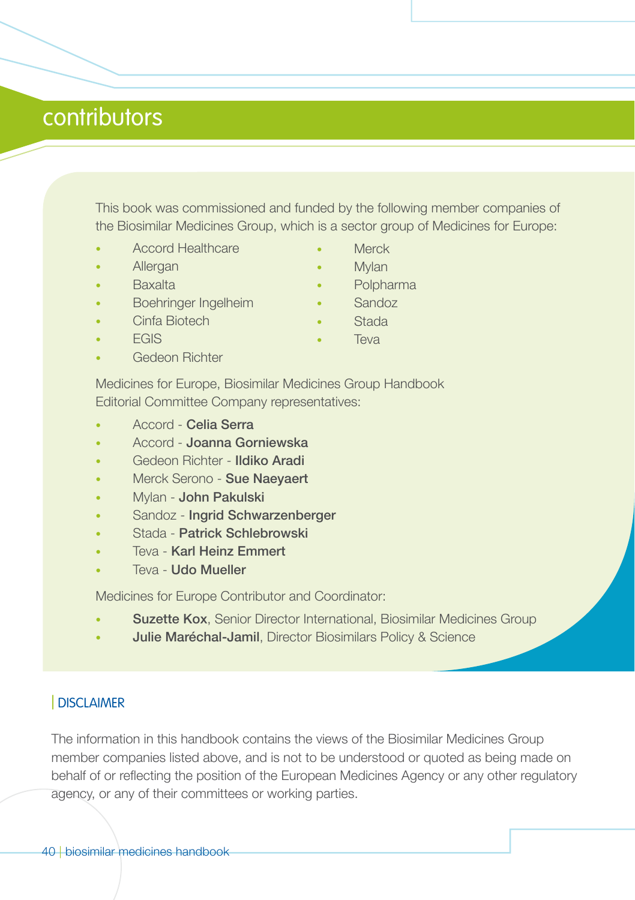# contributors

This book was commissioned and funded by the following member companies of the Biosimilar Medicines Group, which is a sector group of Medicines for Europe:

- Accord Healthcare
- Allergan
- Baxalta
- Boehringer Ingelheim
- Cinfa Biotech
- EGIS
- Gedeon Richter
- Merck
- Mylan
- Polpharma
- Sandoz
- Stada
- Teva

Medicines for Europe, Biosimilar Medicines Group Handbook Editorial Committee Company representatives:

- Accord - **Celia Serra**
- Accord - **Joanna Gorniewska**
- Gedeon Richter - **Ildiko Aradi**
- Merck Serono - **Sue Naeyaert**
- Mylan - **John Pakulski**
- Sandoz - **Ingrid Schwarzenberger**
- Stada - **Patrick Schlebrowski**
- Teva - **Karl Heinz Emmert**
- Teva - **Udo Mueller**

Medicines for Europe Contributor and Coordinator:

- **Suzette Kox**, Senior Director International, Biosimilar Medicines Group
- **Julie Maréchal-Jamil**, Director Biosimilars Policy & Science

## DISCLAIMER

The information in this handbook contains the views of the Biosimilar Medicines Group member companies listed above, and is not to be understood or quoted as being made on behalf of or reflecting the position of the European Medicines Agency or any other regulatory agency, or any of their committees or working parties.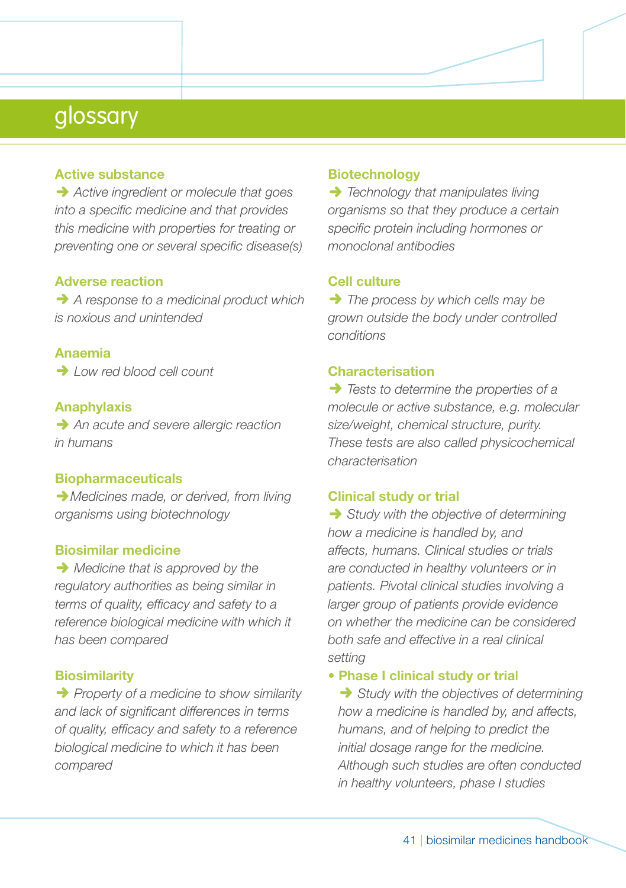# glossary

**Active substance**

➜ *Active ingredient or molecule that goes into a specific medicine and that provides this medicine with properties for treating or preventing one or several specific disease(s)*

**Adverse reaction**

➜ *A response to a medicinal product which is noxious and unintended*

**Anaemia**

➜ *Low red blood cell count*

**Anaphylaxis**

➜ *An acute and severe allergic reaction in humans*

**Biopharmaceuticals**

➜ *Medicines made, or derived, from living organisms using biotechnology*

**Biosimilar medicine**

➜ *Medicine that is approved by the regulatory authorities as being similar in terms of quality, efficacy and safety to a reference biological medicine with which it has been compared*

**Biosimilarity**

➜ *Property of a medicine to show similarity and lack of significant differences in terms of quality, efficacy and safety to a reference biological medicine to which it has been compared*

**Biotechnology**

➜ *Technology that manipulates living organisms so that they produce a certain specific protein including hormones or monoclonal antibodies*

**Cell culture**

➜ *The process by which cells may be grown outside the body under controlled conditions*

**Characterisation**

➜ *Tests to determine the properties of a molecule or active substance, e.g. molecular size/weight, chemical structure, purity. These tests are also called physicochemical characterisation*

**Clinical study or trial**

➜ *Study with the objective of determining how a medicine is handled by, and affects, humans. Clinical studies or trials are conducted in healthy volunteers or in patients. Pivotal clinical studies involving a larger group of patients provide evidence on whether the medicine can be considered both safe and effective in a real clinical setting*

- **Phase I clinical study or trial**

  ➜ *Study with the objectives of determining how a medicine is handled by, and affects, humans, and of helping to predict the initial dosage range for the medicine. Although such studies are often conducted in healthy volunteers, phase I studies*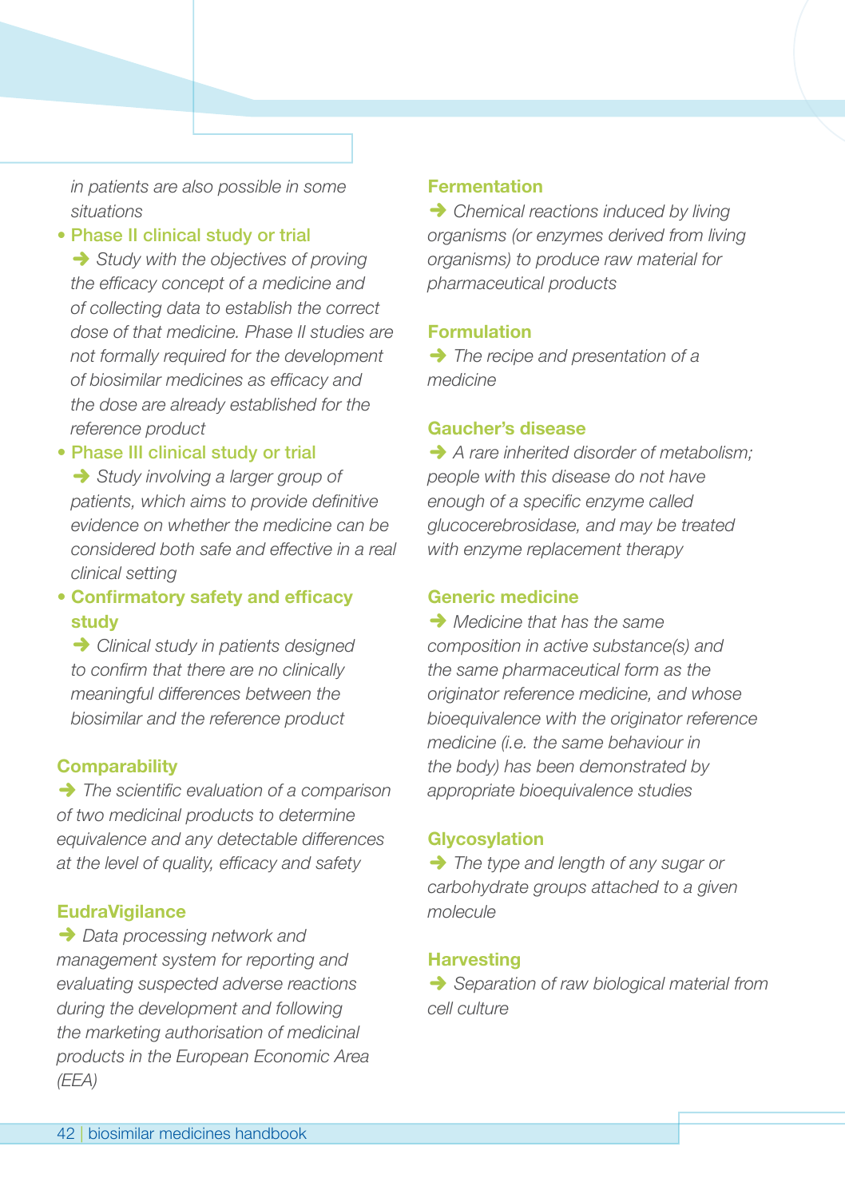*in patients are also possible in some situations*

- **Phase II clinical study or trial**
  ➜ *Study with the objectives of proving the efficacy concept of a medicine and of collecting data to establish the correct dose of that medicine. Phase II studies are not formally required for the development of biosimilar medicines as efficacy and the dose are already established for the reference product*
- **Phase III clinical study or trial**
  ➜ *Study involving a larger group of patients, which aims to provide definitive evidence on whether the medicine can be considered both safe and effective in a real clinical setting*
- **Confirmatory safety and efficacy study**
  ➜ *Clinical study in patients designed to confirm that there are no clinically meaningful differences between the biosimilar and the reference product*

**Comparability**

➜ *The scientific evaluation of a comparison of two medicinal products to determine equivalence and any detectable differences at the level of quality, efficacy and safety*

**EudraVigilance**

➜ *Data processing network and management system for reporting and evaluating suspected adverse reactions during the development and following the marketing authorisation of medicinal products in the European Economic Area (EEA)*

**Fermentation**

➜ *Chemical reactions induced by living organisms (or enzymes derived from living organisms) to produce raw material for pharmaceutical products*

**Formulation**

➜ *The recipe and presentation of a medicine*

**Gaucher's disease**

➜ *A rare inherited disorder of metabolism; people with this disease do not have enough of a specific enzyme called glucocerebrosidase, and may be treated with enzyme replacement therapy*

**Generic medicine**

➜ *Medicine that has the same composition in active substance(s) and the same pharmaceutical form as the originator reference medicine, and whose bioequivalence with the originator reference medicine (i.e. the same behaviour in the body) has been demonstrated by appropriate bioequivalence studies*

**Glycosylation**

➜ *The type and length of any sugar or carbohydrate groups attached to a given molecule*

**Harvesting**

➜ *Separation of raw biological material from cell culture*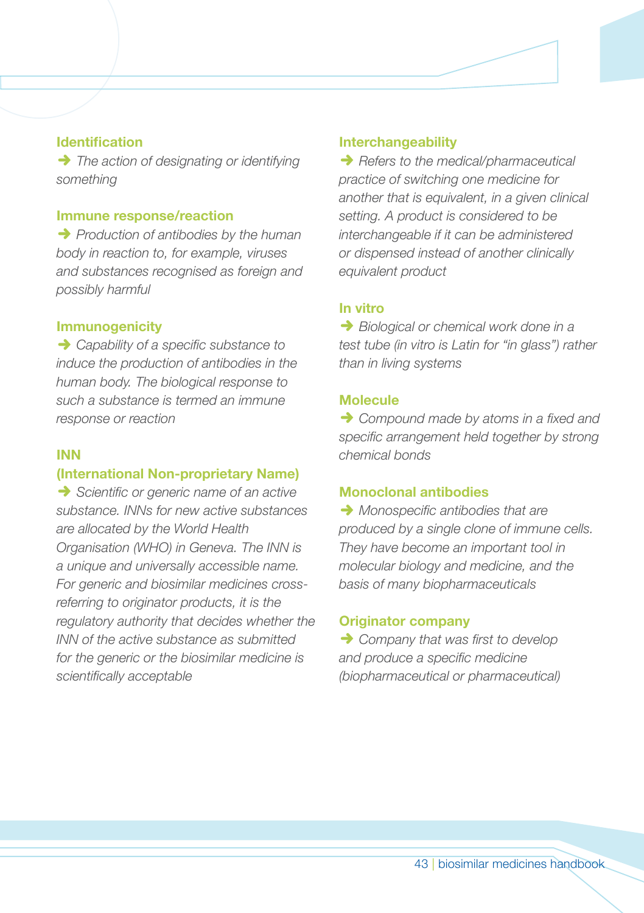### Identification

➜ *The action of designating or identifying something*

### Immune response/reaction

➜ *Production of antibodies by the human body in reaction to, for example, viruses and substances recognised as foreign and possibly harmful*

### Immunogenicity

➜ *Capability of a specific substance to induce the production of antibodies in the human body. The biological response to such a substance is termed an immune response or reaction*

### INN (International Non-proprietary Name)

➜ *Scientific or generic name of an active substance. INNs for new active substances are allocated by the World Health Organisation (WHO) in Geneva. The INN is a unique and universally accessible name. For generic and biosimilar medicines cross-referring to originator products, it is the regulatory authority that decides whether the INN of the active substance as submitted for the generic or the biosimilar medicine is scientifically acceptable*

### Interchangeability

➜ *Refers to the medical/pharmaceutical practice of switching one medicine for another that is equivalent, in a given clinical setting. A product is considered to be interchangeable if it can be administered or dispensed instead of another clinically equivalent product*

### In vitro

➜ *Biological or chemical work done in a test tube (in vitro is Latin for "in glass") rather than in living systems*

### Molecule

➜ *Compound made by atoms in a fixed and specific arrangement held together by strong chemical bonds*

### Monoclonal antibodies

➜ *Monospecific antibodies that are produced by a single clone of immune cells. They have become an important tool in molecular biology and medicine, and the basis of many biopharmaceuticals*

### Originator company

➜ *Company that was first to develop and produce a specific medicine (biopharmaceutical or pharmaceutical)*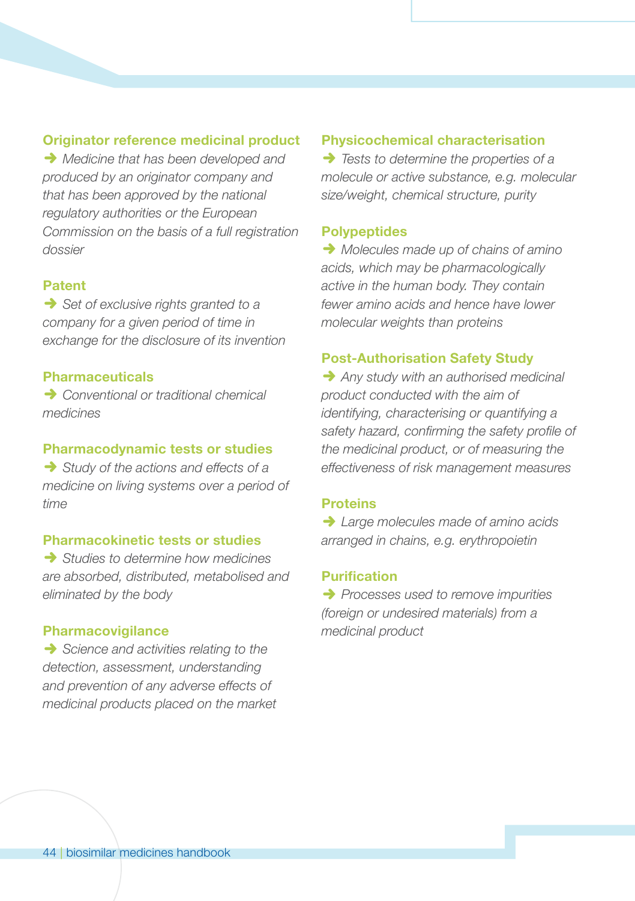### Originator reference medicinal product

➔ *Medicine that has been developed and produced by an originator company and that has been approved by the national regulatory authorities or the European Commission on the basis of a full registration dossier*

### Patent

➔ *Set of exclusive rights granted to a company for a given period of time in exchange for the disclosure of its invention*

### Pharmaceuticals

➔ *Conventional or traditional chemical medicines*

### Pharmacodynamic tests or studies

➔ *Study of the actions and effects of a medicine on living systems over a period of time*

### Pharmacokinetic tests or studies

➔ *Studies to determine how medicines are absorbed, distributed, metabolised and eliminated by the body*

### Pharmacovigilance

➔ *Science and activities relating to the detection, assessment, understanding and prevention of any adverse effects of medicinal products placed on the market*

### Physicochemical characterisation

➔ *Tests to determine the properties of a molecule or active substance, e.g. molecular size/weight, chemical structure, purity*

### Polypeptides

➔ *Molecules made up of chains of amino acids, which may be pharmacologically active in the human body. They contain fewer amino acids and hence have lower molecular weights than proteins*

### Post-Authorisation Safety Study

➔ *Any study with an authorised medicinal product conducted with the aim of identifying, characterising or quantifying a safety hazard, confirming the safety profile of the medicinal product, or of measuring the effectiveness of risk management measures*

### Proteins

➔ *Large molecules made of amino acids arranged in chains, e.g. erythropoietin*

### Purification

➔ *Processes used to remove impurities (foreign or undesired materials) from a medicinal product*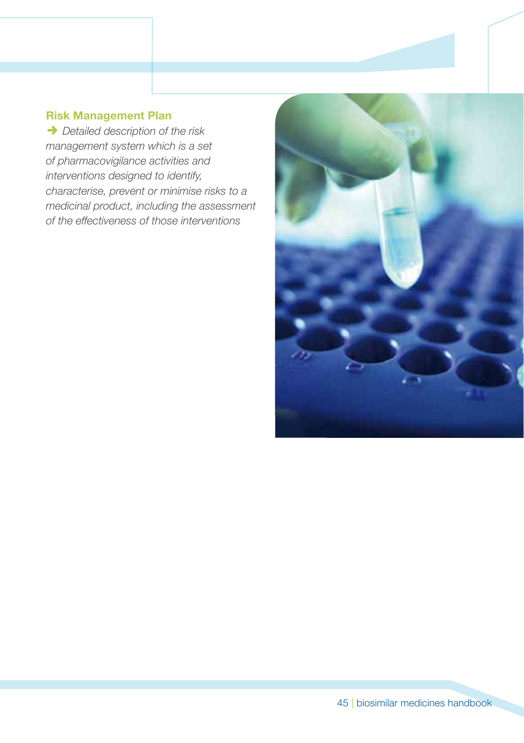**Risk Management Plan**

➜ *Detailed description of the risk management system which is a set of pharmacovigilance activities and interventions designed to identify, characterise, prevent or minimise risks to a medicinal product, including the assessment of the effectiveness of those interventions*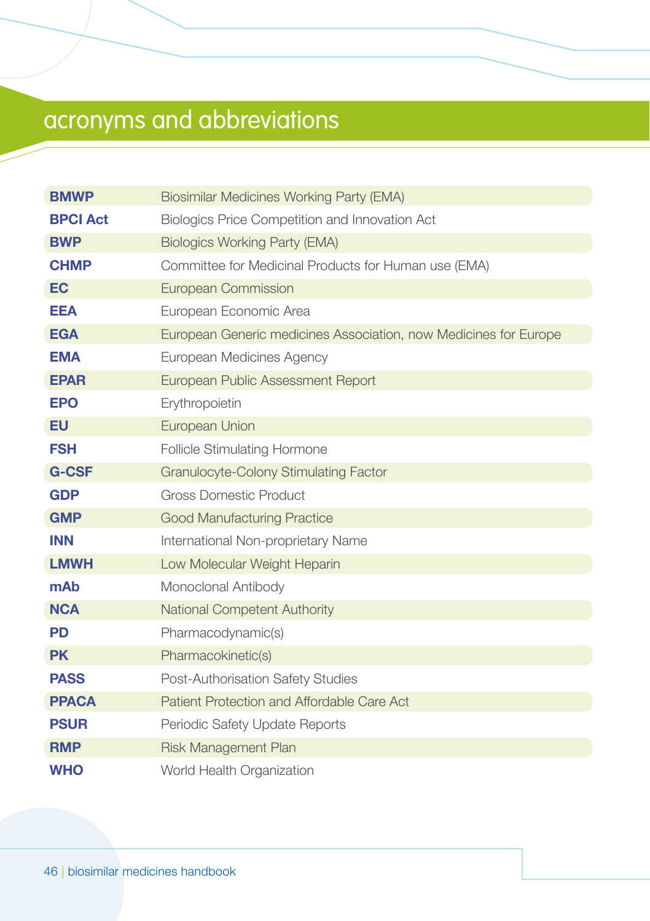# acronyms and abbreviations

| Acronym | Meaning |
|---|---|
| **BMWP** | Biosimilar Medicines Working Party (EMA) |
| **BPCI Act** | Biologics Price Competition and Innovation Act |
| **BWP** | Biologics Working Party (EMA) |
| **CHMP** | Committee for Medicinal Products for Human use (EMA) |
| **EC** | European Commission |
| **EEA** | European Economic Area |
| **EGA** | European Generic medicines Association, now Medicines for Europe |
| **EMA** | European Medicines Agency |
| **EPAR** | European Public Assessment Report |
| **EPO** | Erythropoietin |
| **EU** | European Union |
| **FSH** | Follicle Stimulating Hormone |
| **G-CSF** | Granulocyte-Colony Stimulating Factor |
| **GDP** | Gross Domestic Product |
| **GMP** | Good Manufacturing Practice |
| **INN** | International Non-proprietary Name |
| **LMWH** | Low Molecular Weight Heparin |
| **mAb** | Monoclonal Antibody |
| **NCA** | National Competent Authority |
| **PD** | Pharmacodynamic(s) |
| **PK** | Pharmacokinetic(s) |
| **PASS** | Post-Authorisation Safety Studies |
| **PPACA** | Patient Protection and Affordable Care Act |
| **PSUR** | Periodic Safety Update Reports |
| **RMP** | Risk Management Plan |
| **WHO** | World Health Organization |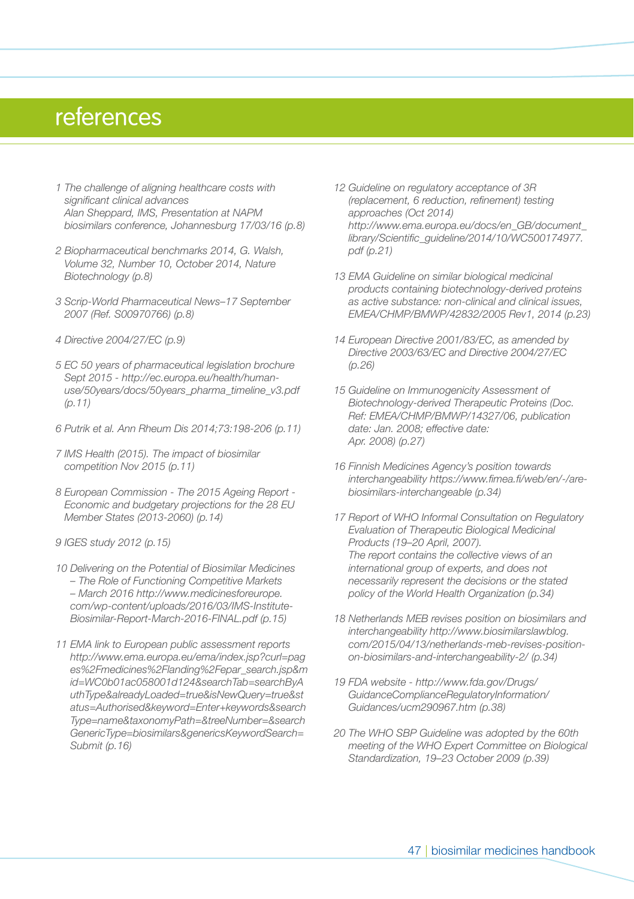# references

1 The challenge of aligning healthcare costs with significant clinical advances
Alan Sheppard, IMS, Presentation at NAPM biosimilars conference, Johannesburg 17/03/16 (p.8)

2 Biopharmaceutical benchmarks 2014, G. Walsh, Volume 32, Number 10, October 2014, Nature Biotechnology (p.8)

3 Scrip-World Pharmaceutical News–17 September 2007 (Ref. S00970766) (p.8)

4 Directive 2004/27/EC (p.9)

5 EC 50 years of pharmaceutical legislation brochure Sept 2015 - http://ec.europa.eu/health/human-use/50years/docs/50years_pharma_timeline_v3.pdf (p.11)

6 Putrik et al. Ann Rheum Dis 2014;73:198-206 (p.11)

7 IMS Health (2015). The impact of biosimilar competition Nov 2015 (p.11)

8 European Commission - The 2015 Ageing Report - Economic and budgetary projections for the 28 EU Member States (2013-2060) (p.14)

9 IGES study 2012 (p.15)

10 Delivering on the Potential of Biosimilar Medicines – The Role of Functioning Competitive Markets – March 2016 http://www.medicinesforeurope.com/wp-content/uploads/2016/03/IMS-Institute-Biosimilar-Report-March-2016-FINAL.pdf (p.15)

11 EMA link to European public assessment reports http://www.ema.europa.eu/ema/index.jsp?curl=pages%2Fmedicines%2Flanding%2Fepar_search.jsp&mid=WC0b01ac058001d124&searchTab=searchByAuthType&alreadyLoaded=true&isNewQuery=true&status=Authorised&keyword=Enter+keywords&searchType=name&taxonomyPath=&treeNumber=&searchGenericType=biosimilars&genericsKeywordSearch=Submit (p.16)

12 Guideline on regulatory acceptance of 3R (replacement, 6 reduction, refinement) testing approaches (Oct 2014) http://www.ema.europa.eu/docs/en_GB/document_library/Scientific_guideline/2014/10/WC500174977.pdf (p.21)

13 EMA Guideline on similar biological medicinal products containing biotechnology-derived proteins as active substance: non-clinical and clinical issues, EMEA/CHMP/BMWP/42832/2005 Rev1, 2014 (p.23)

14 European Directive 2001/83/EC, as amended by Directive 2003/63/EC and Directive 2004/27/EC (p.26)

15 Guideline on Immunogenicity Assessment of Biotechnology-derived Therapeutic Proteins (Doc. Ref: EMEA/CHMP/BMWP/14327/06, publication date: Jan. 2008; effective date: Apr. 2008) (p.27)

16 Finnish Medicines Agency's position towards interchangeability https://www.fimea.fi/web/en/-/are-biosimilars-interchangeable (p.34)

17 Report of WHO Informal Consultation on Regulatory Evaluation of Therapeutic Biological Medicinal Products (19–20 April, 2007).
The report contains the collective views of an international group of experts, and does not necessarily represent the decisions or the stated policy of the World Health Organization (p.34)

18 Netherlands MEB revises position on biosimilars and interchangeability http://www.biosimilarslawblog.com/2015/04/13/netherlands-meb-revises-position-on-biosimilars-and-interchangeability-2/ (p.34)

19 FDA website - http://www.fda.gov/Drugs/GuidanceComplianceRegulatoryInformation/Guidances/ucm290967.htm (p.38)

20 The WHO SBP Guideline was adopted by the 60th meeting of the WHO Expert Committee on Biological Standardization, 19–23 October 2009 (p.39)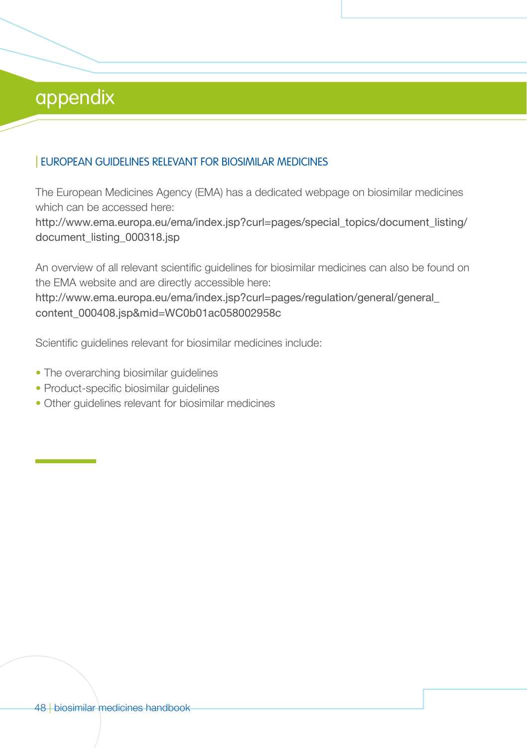# appendix

## EUROPEAN GUIDELINES RELEVANT FOR BIOSIMILAR MEDICINES

The European Medicines Agency (EMA) has a dedicated webpage on biosimilar medicines which can be accessed here:
http://www.ema.europa.eu/ema/index.jsp?curl=pages/special_topics/document_listing/document_listing_000318.jsp

An overview of all relevant scientific guidelines for biosimilar medicines can also be found on the EMA website and are directly accessible here:
http://www.ema.europa.eu/ema/index.jsp?curl=pages/regulation/general/general_content_000408.jsp&mid=WC0b01ac058002958c

Scientific guidelines relevant for biosimilar medicines include:

- The overarching biosimilar guidelines
- Product-specific biosimilar guidelines
- Other guidelines relevant for biosimilar medicines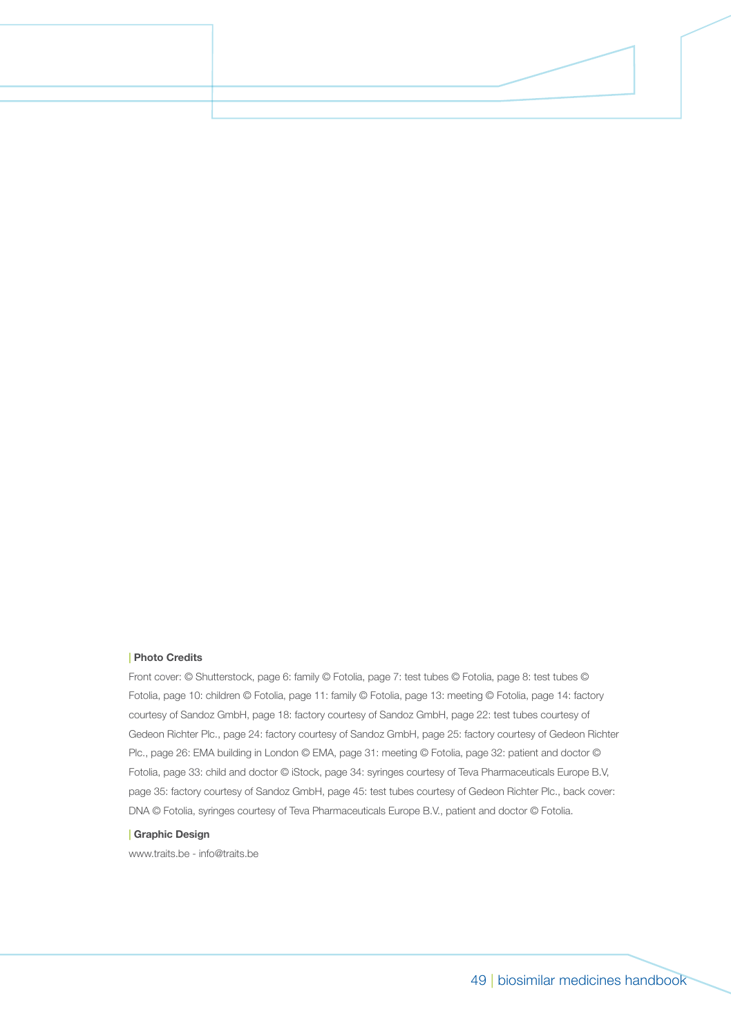## Photo Credits

Front cover: © Shutterstock, page 6: family © Fotolia, page 7: test tubes © Fotolia, page 8: test tubes © Fotolia, page 10: children © Fotolia, page 11: family © Fotolia, page 13: meeting © Fotolia, page 14: factory courtesy of Sandoz GmbH, page 18: factory courtesy of Sandoz GmbH, page 22: test tubes courtesy of Gedeon Richter Plc., page 24: factory courtesy of Sandoz GmbH, page 25: factory courtesy of Gedeon Richter Plc., page 26: EMA building in London © EMA, page 31: meeting © Fotolia, page 32: patient and doctor © Fotolia, page 33: child and doctor © iStock, page 34: syringes courtesy of Teva Pharmaceuticals Europe B.V, page 35: factory courtesy of Sandoz GmbH, page 45: test tubes courtesy of Gedeon Richter Plc., back cover: DNA © Fotolia, syringes courtesy of Teva Pharmaceuticals Europe B.V., patient and doctor © Fotolia.

## Graphic Design

www.traits.be - info@traits.be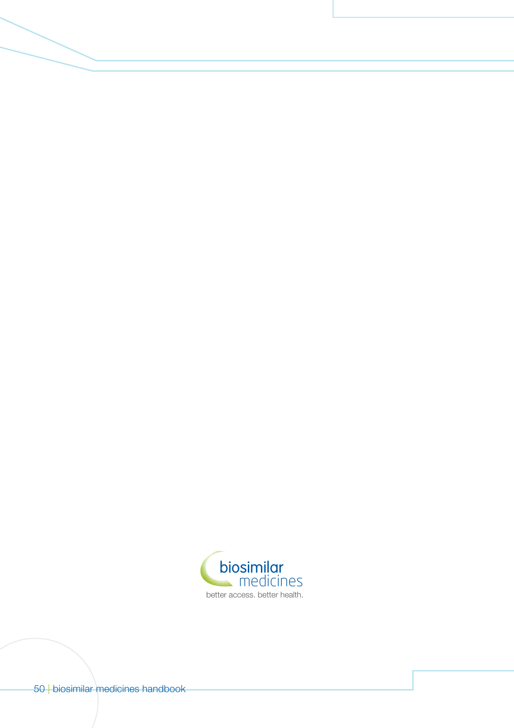biosimilar medicines

better access. better health.